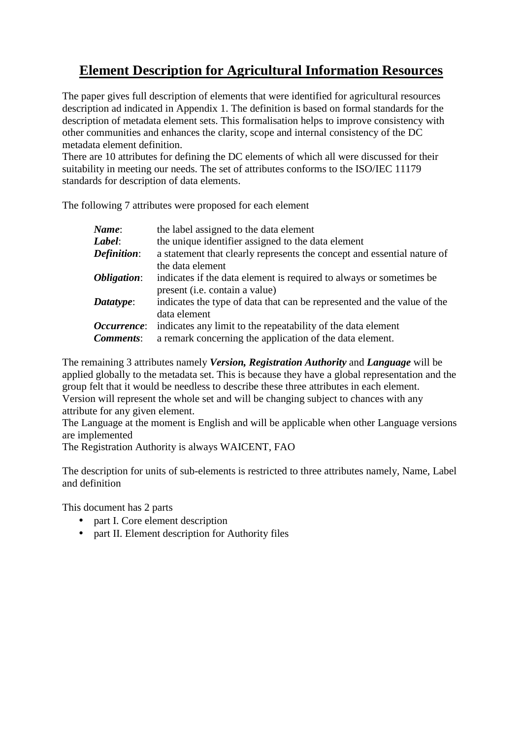# Element Description for Agricultural Information Resources

The paper gives full description of elements that were identified for agricultural resources description ad indicated in Appendix 1. The definition is based on formal standards for the description of metadata element sets. This formalisation helps to improve consistency with other communities and enhances the clarity, scope and internal consistency of the DC metadata element definition.
There are 10 attributes for defining the DC elements of which all were discussed for their suitability in meeting our needs. The set of attributes conforms to the ISO/IEC 11179 standards for description of data elements.

The following 7 attributes were proposed for each element

| | |
|---|---|
| ***Name***: | the label assigned to the data element |
| ***Label***: | the unique identifier assigned to the data element |
| ***Definition***: | a statement that clearly represents the concept and essential nature of the data element |
| ***Obligation***: | indicates if the data element is required to always or sometimes be present (i.e. contain a value) |
| ***Datatype***: | indicates the type of data that can be represented and the value of the data element |
| ***Occurrence***: | indicates any limit to the repeatability of the data element |
| ***Comments***: | a remark concerning the application of the data element. |

The remaining 3 attributes namely ***Version, Registration Authority*** and ***Language*** will be applied globally to the metadata set. This is because they have a global representation and the group felt that it would be needless to describe these three attributes in each element.
Version will represent the whole set and will be changing subject to chances with any attribute for any given element.
The Language at the moment is English and will be applicable when other Language versions are implemented
The Registration Authority is always WAICENT, FAO

The description for units of sub-elements is restricted to three attributes namely, Name, Label and definition

This document has 2 parts

- part I. Core element description
- part II. Element description for Authority files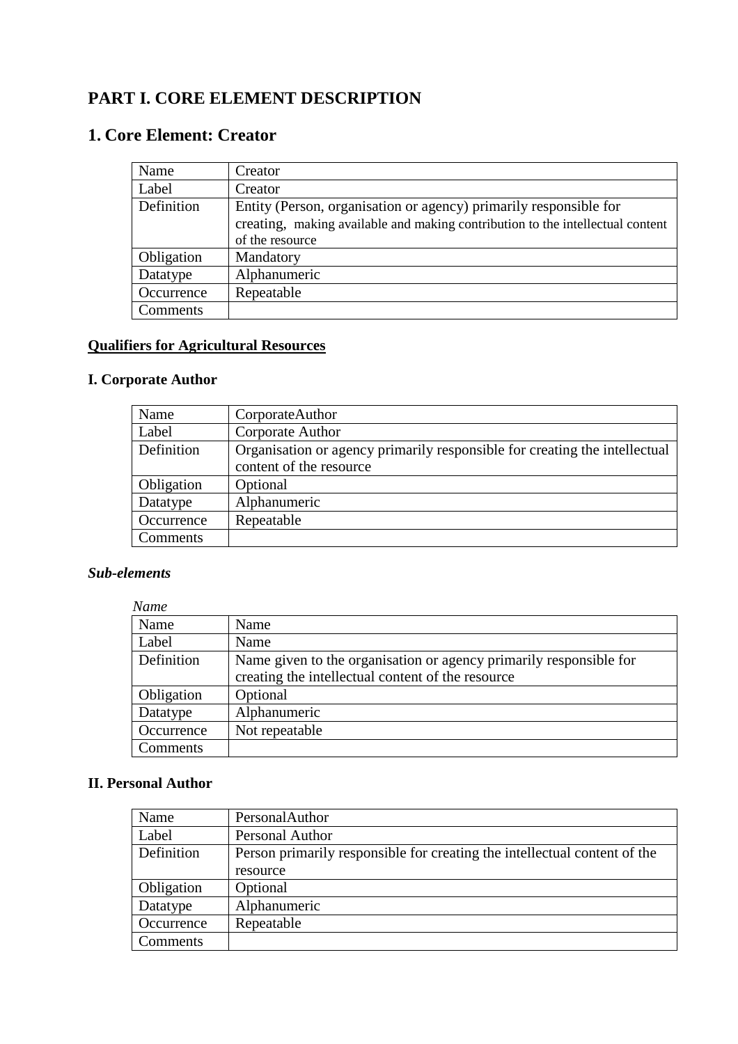# PART I. CORE ELEMENT DESCRIPTION

## 1. Core Element: Creator

| Name | Creator |
|---|---|
| Label | Creator |
| Definition | Entity (Person, organisation or agency) primarily responsible for creating, making available and making contribution to the intellectual content of the resource |
| Obligation | Mandatory |
| Datatype | Alphanumeric |
| Occurrence | Repeatable |
| Comments | |

**<u>Qualifiers for Agricultural Resources</u>**

### I. Corporate Author

| Name | CorporateAuthor |
|---|---|
| Label | Corporate Author |
| Definition | Organisation or agency primarily responsible for creating the intellectual content of the resource |
| Obligation | Optional |
| Datatype | Alphanumeric |
| Occurrence | Repeatable |
| Comments | |

#### *Sub-elements*

*Name*

| Name | Name |
|---|---|
| Label | Name |
| Definition | Name given to the organisation or agency primarily responsible for creating the intellectual content of the resource |
| Obligation | Optional |
| Datatype | Alphanumeric |
| Occurrence | Not repeatable |
| Comments | |

### II. Personal Author

| Name | PersonalAuthor |
|---|---|
| Label | Personal Author |
| Definition | Person primarily responsible for creating the intellectual content of the resource |
| Obligation | Optional |
| Datatype | Alphanumeric |
| Occurrence | Repeatable |
| Comments | |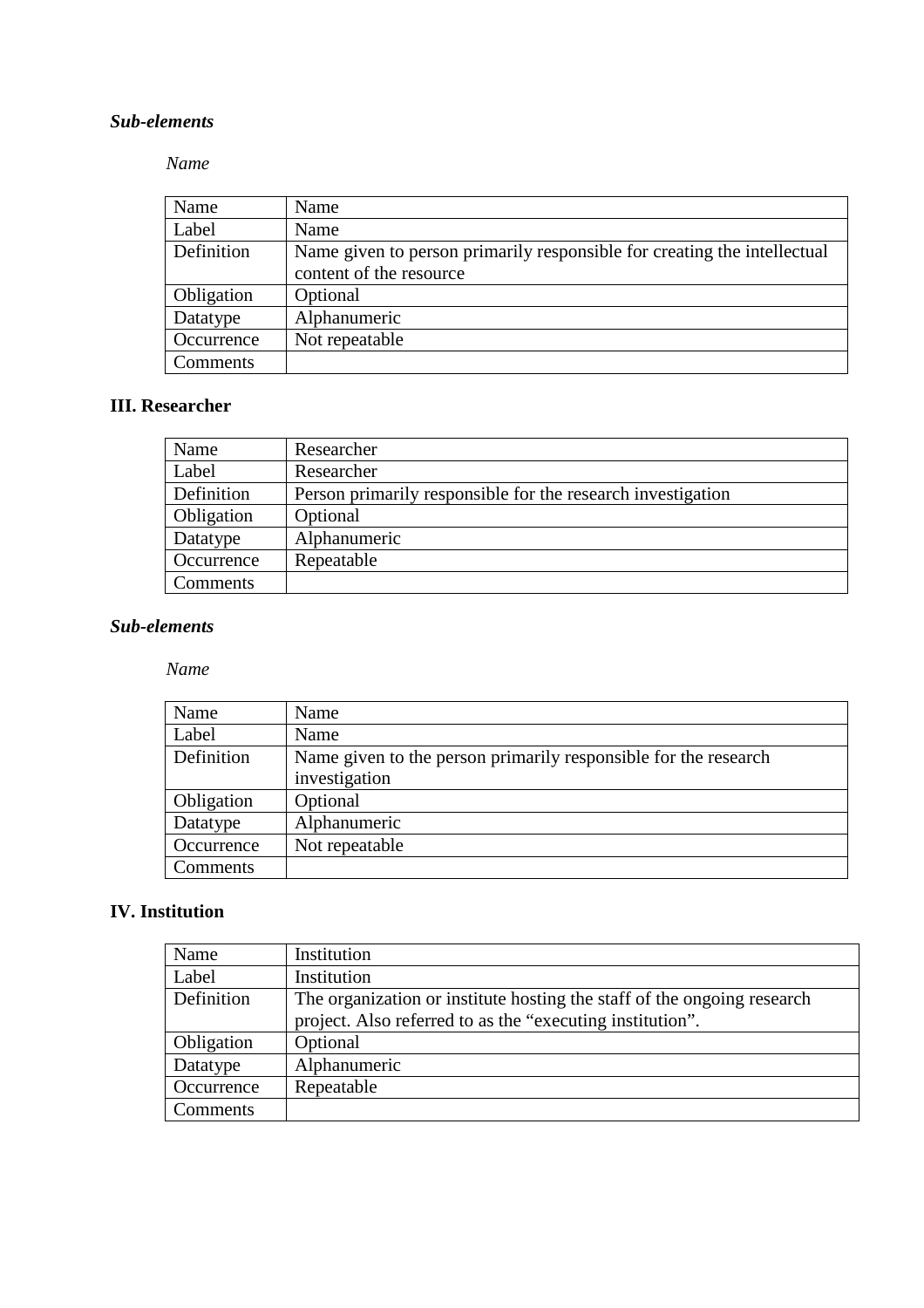***Sub-elements***

*Name*

| Name | Name |
|---|---|
| Label | Name |
| Definition | Name given to person primarily responsible for creating the intellectual content of the resource |
| Obligation | Optional |
| Datatype | Alphanumeric |
| Occurrence | Not repeatable |
| Comments | |

**III. Researcher**

| Name | Researcher |
|---|---|
| Label | Researcher |
| Definition | Person primarily responsible for the research investigation |
| Obligation | Optional |
| Datatype | Alphanumeric |
| Occurrence | Repeatable |
| Comments | |

***Sub-elements***

*Name*

| Name | Name |
|---|---|
| Label | Name |
| Definition | Name given to the person primarily responsible for the research investigation |
| Obligation | Optional |
| Datatype | Alphanumeric |
| Occurrence | Not repeatable |
| Comments | |

**IV. Institution**

| Name | Institution |
|---|---|
| Label | Institution |
| Definition | The organization or institute hosting the staff of the ongoing research project. Also referred to as the "executing institution". |
| Obligation | Optional |
| Datatype | Alphanumeric |
| Occurrence | Repeatable |
| Comments | |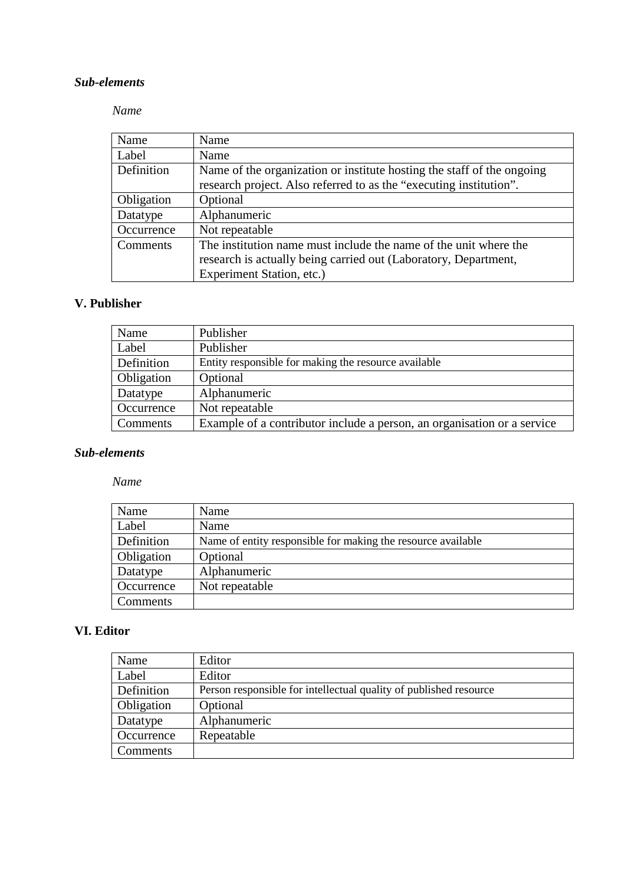### *Sub-elements*

*Name*

| Name | Name |
|---|---|
| Label | Name |
| Definition | Name of the organization or institute hosting the staff of the ongoing research project. Also referred to as the “executing institution”. |
| Obligation | Optional |
| Datatype | Alphanumeric |
| Occurrence | Not repeatable |
| Comments | The institution name must include the name of the unit where the research is actually being carried out (Laboratory, Department, Experiment Station, etc.) |

## V. Publisher

| Name | Publisher |
|---|---|
| Label | Publisher |
| Definition | Entity responsible for making the resource available |
| Obligation | Optional |
| Datatype | Alphanumeric |
| Occurrence | Not repeatable |
| Comments | Example of a contributor include a person, an organisation or a service |

### *Sub-elements*

*Name*

| Name | Name |
|---|---|
| Label | Name |
| Definition | Name of entity responsible for making the resource available |
| Obligation | Optional |
| Datatype | Alphanumeric |
| Occurrence | Not repeatable |
| Comments | |

## VI. Editor

| Name | Editor |
|---|---|
| Label | Editor |
| Definition | Person responsible for intellectual quality of published resource |
| Obligation | Optional |
| Datatype | Alphanumeric |
| Occurrence | Repeatable |
| Comments | |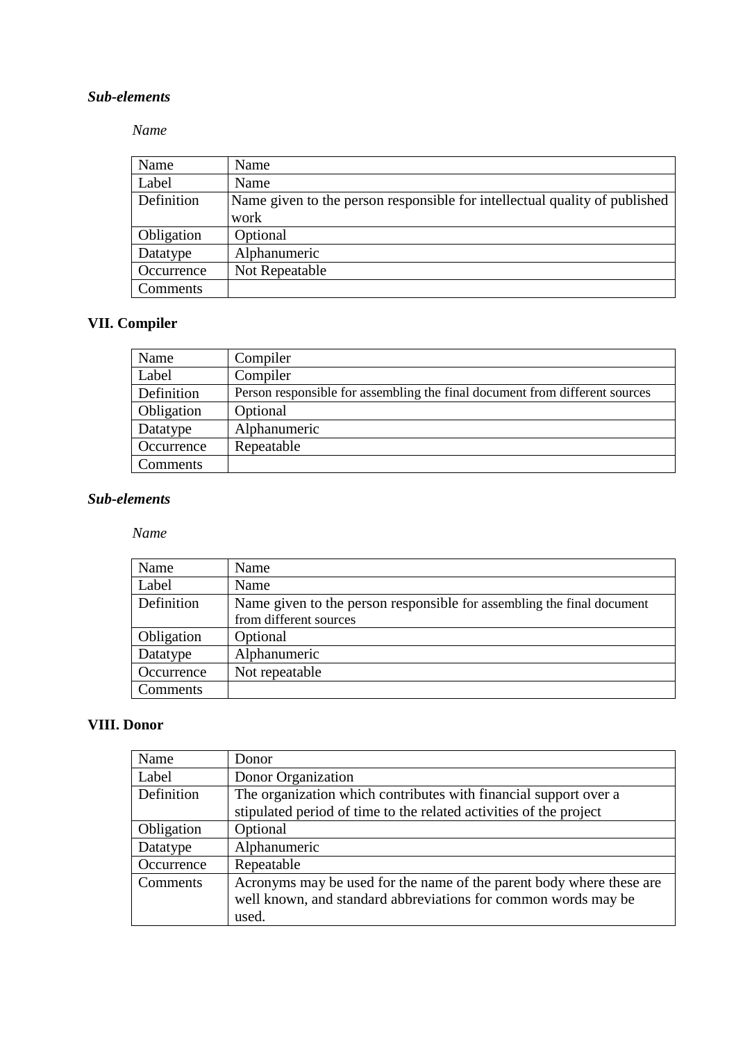***Sub-elements***

*Name*

| Name | Name |
|---|---|
| Label | Name |
| Definition | Name given to the person responsible for intellectual quality of published work |
| Obligation | Optional |
| Datatype | Alphanumeric |
| Occurrence | Not Repeatable |
| Comments | |

## VII. Compiler

| Name | Compiler |
|---|---|
| Label | Compiler |
| Definition | Person responsible for assembling the final document from different sources |
| Obligation | Optional |
| Datatype | Alphanumeric |
| Occurrence | Repeatable |
| Comments | |

***Sub-elements***

*Name*

| Name | Name |
|---|---|
| Label | Name |
| Definition | Name given to the person responsible for assembling the final document from different sources |
| Obligation | Optional |
| Datatype | Alphanumeric |
| Occurrence | Not repeatable |
| Comments | |

## VIII. Donor

| Name | Donor |
|---|---|
| Label | Donor Organization |
| Definition | The organization which contributes with financial support over a stipulated period of time to the related activities of the project |
| Obligation | Optional |
| Datatype | Alphanumeric |
| Occurrence | Repeatable |
| Comments | Acronyms may be used for the name of the parent body where these are well known, and standard abbreviations for common words may be used. |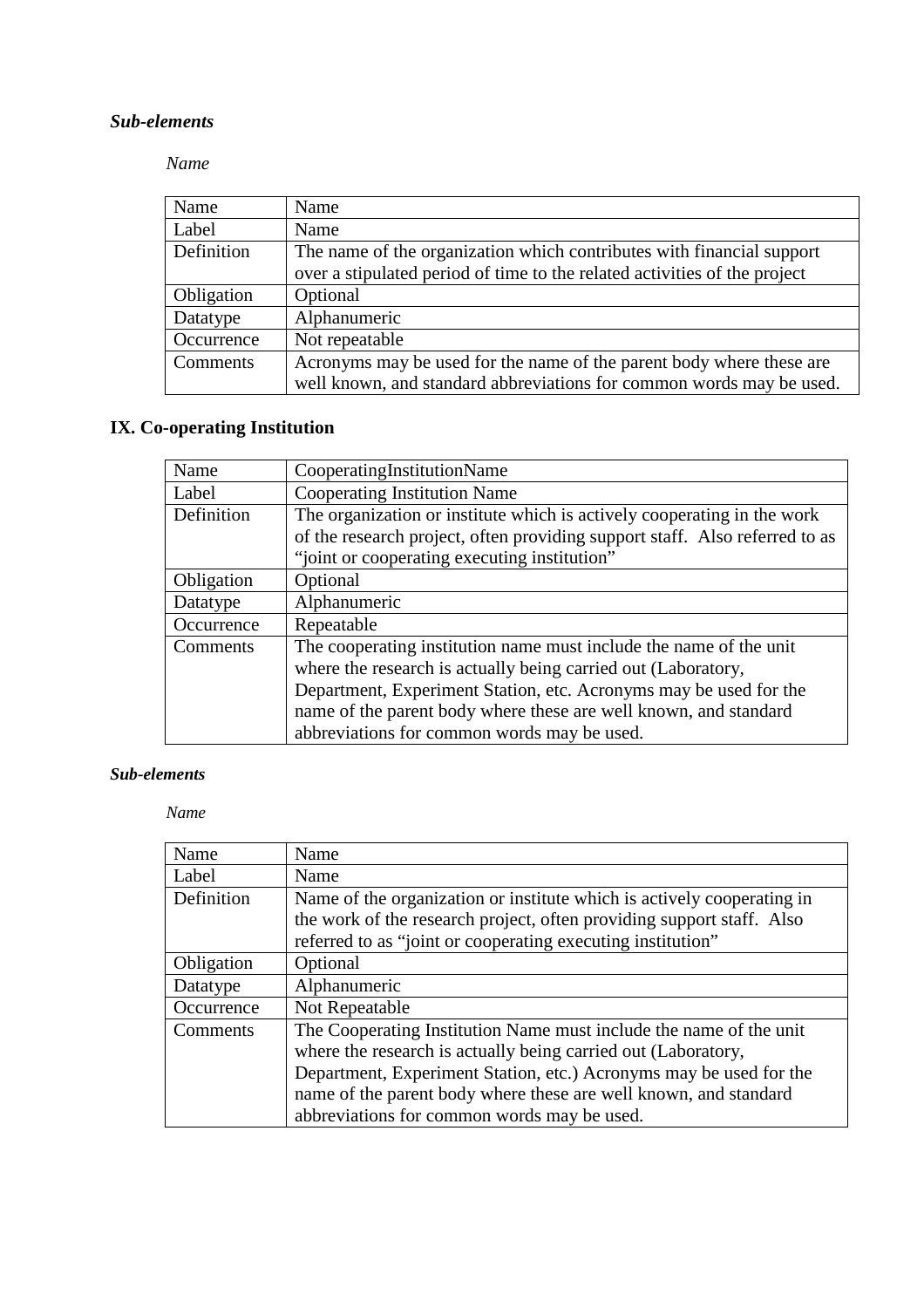***Sub-elements***

*Name*

| Name | Name |
|---|---|
| Label | Name |
| Definition | The name of the organization which contributes with financial support over a stipulated period of time to the related activities of the project |
| Obligation | Optional |
| Datatype | Alphanumeric |
| Occurrence | Not repeatable |
| Comments | Acronyms may be used for the name of the parent body where these are well known, and standard abbreviations for common words may be used. |

## IX. Co-operating Institution

| Name | CooperatingInstitutionName |
|---|---|
| Label | Cooperating Institution Name |
| Definition | The organization or institute which is actively cooperating in the work of the research project, often providing support staff. Also referred to as "joint or cooperating executing institution" |
| Obligation | Optional |
| Datatype | Alphanumeric |
| Occurrence | Repeatable |
| Comments | The cooperating institution name must include the name of the unit where the research is actually being carried out (Laboratory, Department, Experiment Station, etc. Acronyms may be used for the name of the parent body where these are well known, and standard abbreviations for common words may be used. |

***Sub-elements***

*Name*

| Name | Name |
|---|---|
| Label | Name |
| Definition | Name of the organization or institute which is actively cooperating in the work of the research project, often providing support staff. Also referred to as "joint or cooperating executing institution" |
| Obligation | Optional |
| Datatype | Alphanumeric |
| Occurrence | Not Repeatable |
| Comments | The Cooperating Institution Name must include the name of the unit where the research is actually being carried out (Laboratory, Department, Experiment Station, etc.) Acronyms may be used for the name of the parent body where these are well known, and standard abbreviations for common words may be used. |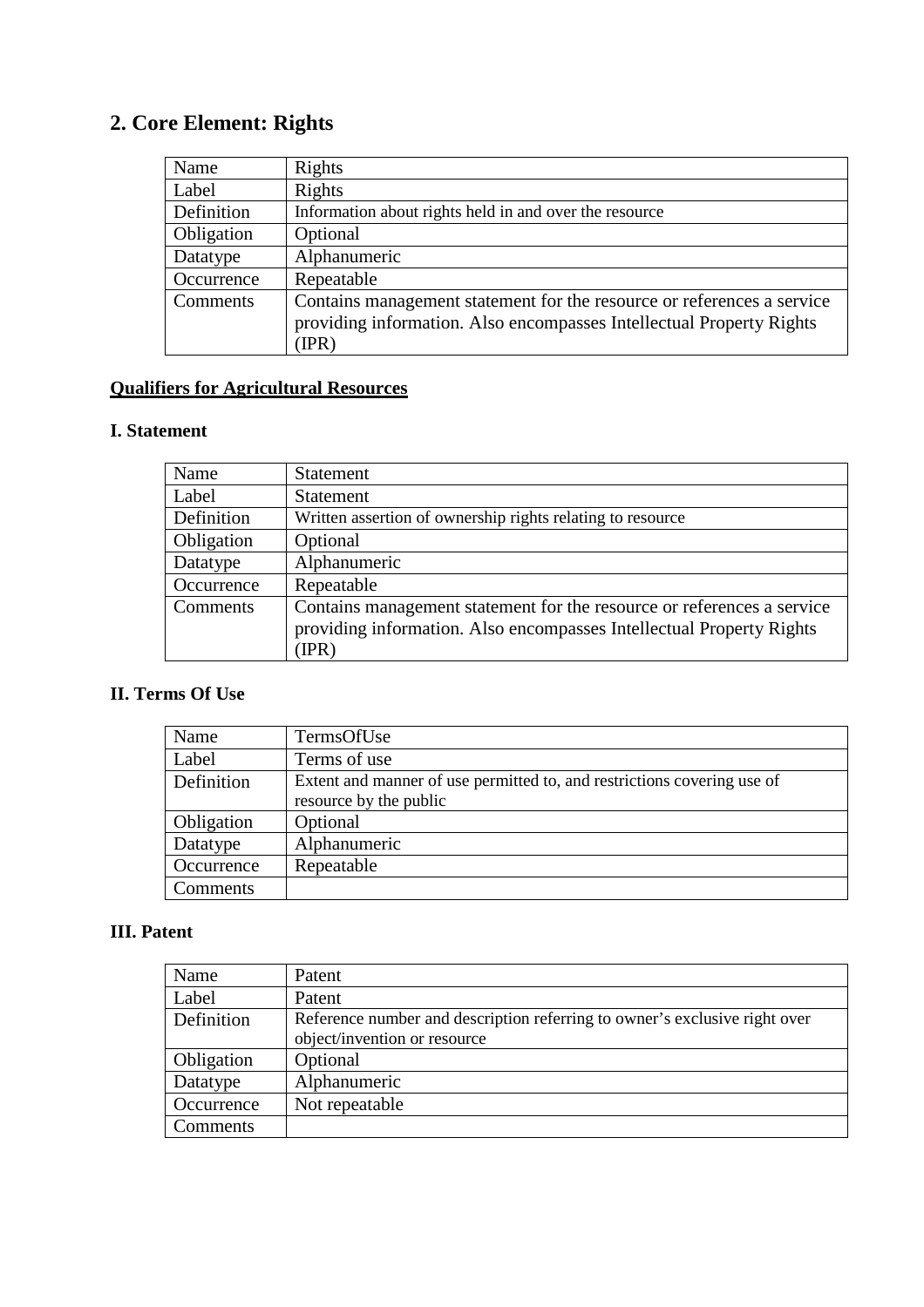## 2. Core Element: Rights

| Name | Rights |
|---|---|
| Label | Rights |
| Definition | Information about rights held in and over the resource |
| Obligation | Optional |
| Datatype | Alphanumeric |
| Occurrence | Repeatable |
| Comments | Contains management statement for the resource or references a service providing information. Also encompasses Intellectual Property Rights (IPR) |

**Qualifiers for Agricultural Resources**

### I. Statement

| Name | Statement |
|---|---|
| Label | Statement |
| Definition | Written assertion of ownership rights relating to resource |
| Obligation | Optional |
| Datatype | Alphanumeric |
| Occurrence | Repeatable |
| Comments | Contains management statement for the resource or references a service providing information. Also encompasses Intellectual Property Rights (IPR) |

### II. Terms Of Use

| Name | TermsOfUse |
|---|---|
| Label | Terms of use |
| Definition | Extent and manner of use permitted to, and restrictions covering use of resource by the public |
| Obligation | Optional |
| Datatype | Alphanumeric |
| Occurrence | Repeatable |
| Comments | |

### III. Patent

| Name | Patent |
|---|---|
| Label | Patent |
| Definition | Reference number and description referring to owner's exclusive right over object/invention or resource |
| Obligation | Optional |
| Datatype | Alphanumeric |
| Occurrence | Not repeatable |
| Comments | |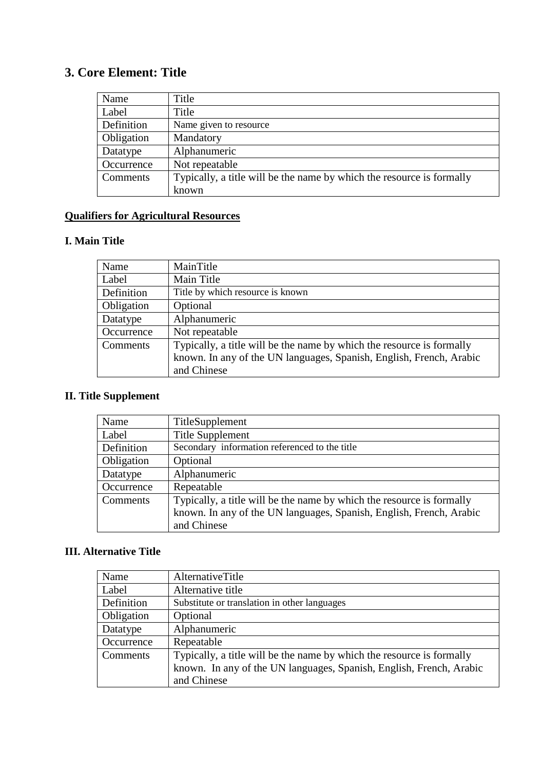## 3. Core Element: Title

| Name | Title |
|---|---|
| Label | Title |
| Definition | Name given to resource |
| Obligation | Mandatory |
| Datatype | Alphanumeric |
| Occurrence | Not repeatable |
| Comments | Typically, a title will be the name by which the resource is formally known |

**Qualifiers for Agricultural Resources**

### I. Main Title

| Name | MainTitle |
|---|---|
| Label | Main Title |
| Definition | Title by which resource is known |
| Obligation | Optional |
| Datatype | Alphanumeric |
| Occurrence | Not repeatable |
| Comments | Typically, a title will be the name by which the resource is formally known. In any of the UN languages, Spanish, English, French, Arabic and Chinese |

### II. Title Supplement

| Name | TitleSupplement |
|---|---|
| Label | Title Supplement |
| Definition | Secondary information referenced to the title |
| Obligation | Optional |
| Datatype | Alphanumeric |
| Occurrence | Repeatable |
| Comments | Typically, a title will be the name by which the resource is formally known. In any of the UN languages, Spanish, English, French, Arabic and Chinese |

### III. Alternative Title

| Name | AlternativeTitle |
|---|---|
| Label | Alternative title |
| Definition | Substitute or translation in other languages |
| Obligation | Optional |
| Datatype | Alphanumeric |
| Occurrence | Repeatable |
| Comments | Typically, a title will be the name by which the resource is formally known. In any of the UN languages, Spanish, English, French, Arabic and Chinese |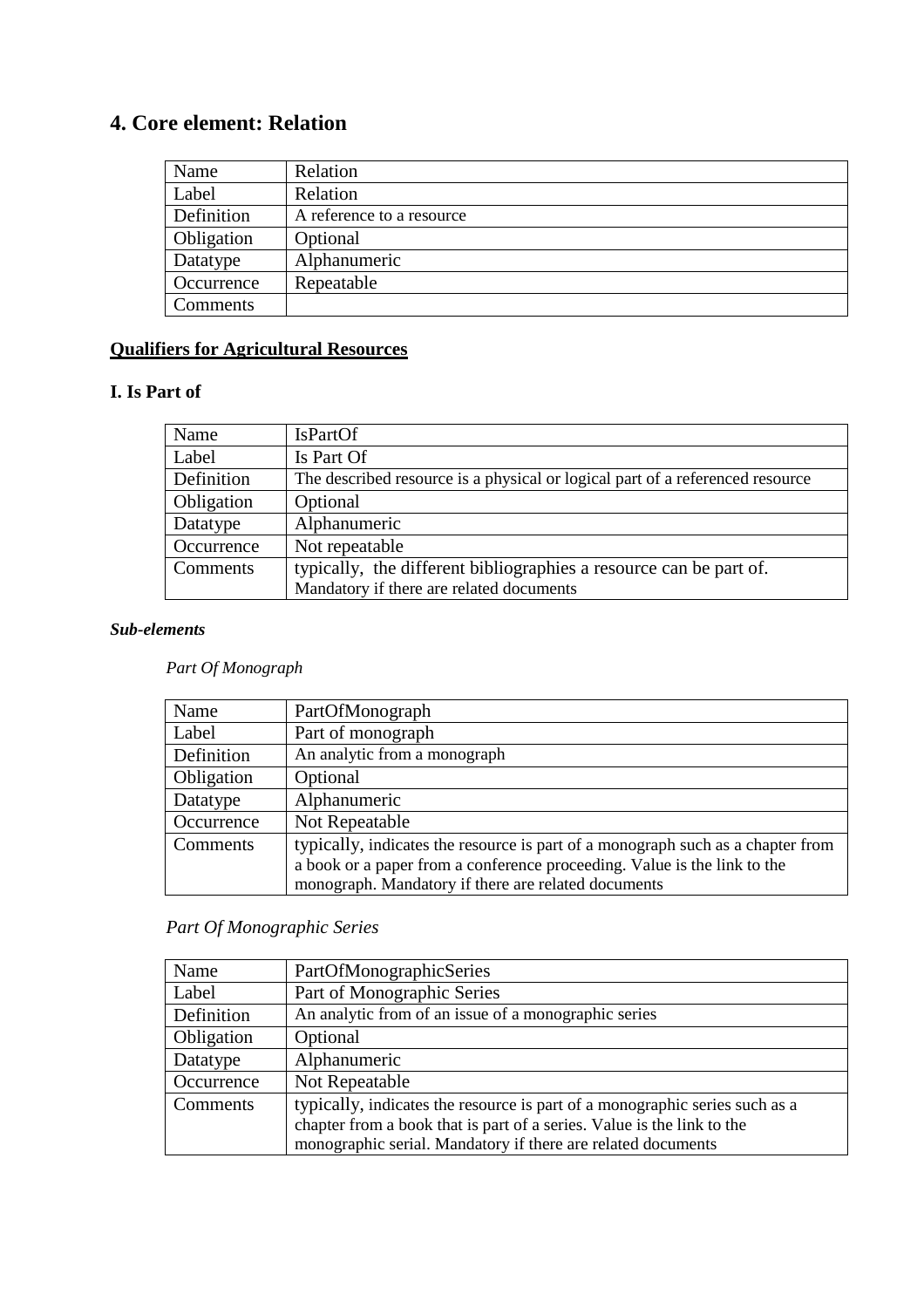## 4. Core element: Relation

| Name | Relation |
|---|---|
| Label | Relation |
| Definition | A reference to a resource |
| Obligation | Optional |
| Datatype | Alphanumeric |
| Occurrence | Repeatable |
| Comments | |

### Qualifiers for Agricultural Resources

### I. Is Part of

| Name | IsPartOf |
|---|---|
| Label | Is Part Of |
| Definition | The described resource is a physical or logical part of a referenced resource |
| Obligation | Optional |
| Datatype | Alphanumeric |
| Occurrence | Not repeatable |
| Comments | typically, the different bibliographies a resource can be part of. Mandatory if there are related documents |

***Sub-elements***

*Part Of Monograph*

| Name | PartOfMonograph |
|---|---|
| Label | Part of monograph |
| Definition | An analytic from a monograph |
| Obligation | Optional |
| Datatype | Alphanumeric |
| Occurrence | Not Repeatable |
| Comments | typically, indicates the resource is part of a monograph such as a chapter from a book or a paper from a conference proceeding. Value is the link to the monograph. Mandatory if there are related documents |

*Part Of Monographic Series*

| Name | PartOfMonographicSeries |
|---|---|
| Label | Part of Monographic Series |
| Definition | An analytic from of an issue of a monographic series |
| Obligation | Optional |
| Datatype | Alphanumeric |
| Occurrence | Not Repeatable |
| Comments | typically, indicates the resource is part of a monographic series such as a chapter from a book that is part of a series. Value is the link to the monographic serial. Mandatory if there are related documents |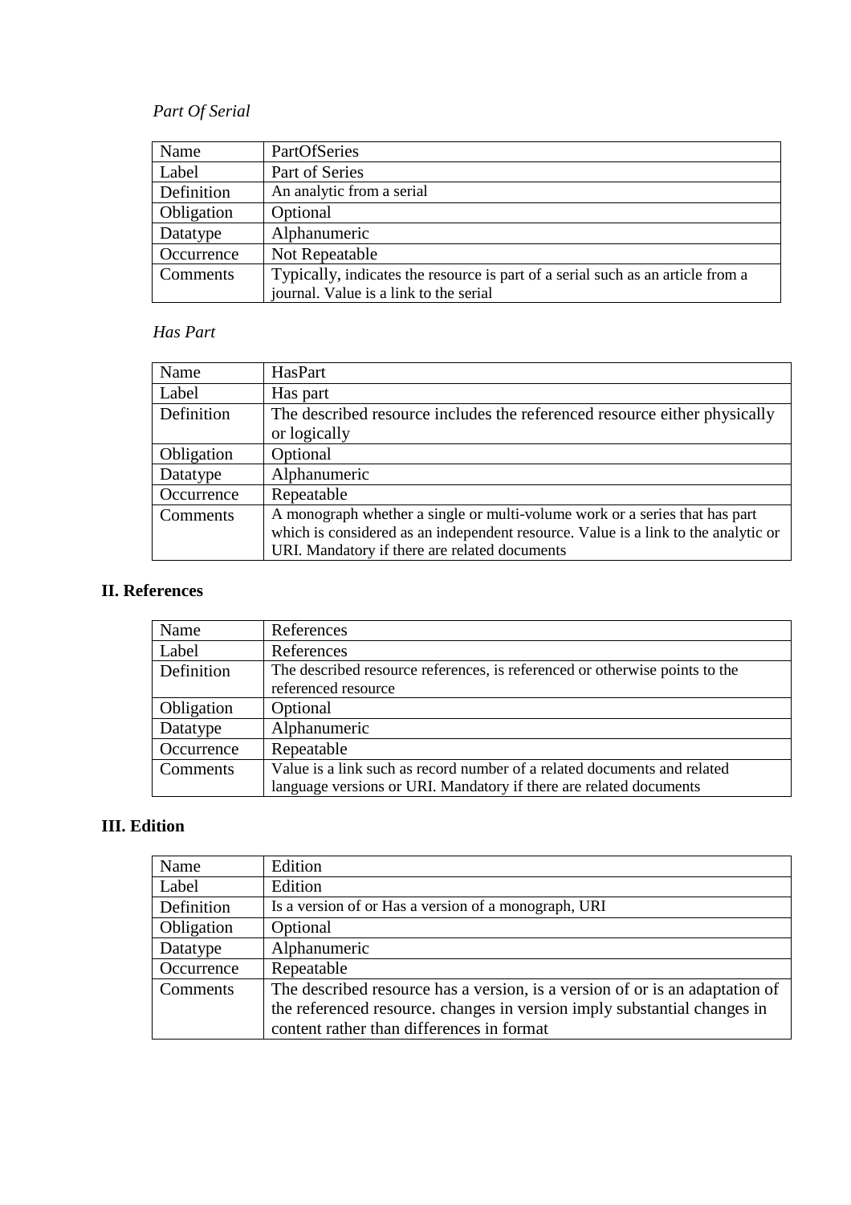*Part Of Serial*

| Name | PartOfSeries |
|---|---|
| Label | Part of Series |
| Definition | An analytic from a serial |
| Obligation | Optional |
| Datatype | Alphanumeric |
| Occurrence | Not Repeatable |
| Comments | Typically, indicates the resource is part of a serial such as an article from a journal. Value is a link to the serial |

*Has Part*

| Name | HasPart |
|---|---|
| Label | Has part |
| Definition | The described resource includes the referenced resource either physically or logically |
| Obligation | Optional |
| Datatype | Alphanumeric |
| Occurrence | Repeatable |
| Comments | A monograph whether a single or multi-volume work or a series that has part which is considered as an independent resource. Value is a link to the analytic or URI. Mandatory if there are related documents |

## II. References

| Name | References |
|---|---|
| Label | References |
| Definition | The described resource references, is referenced or otherwise points to the referenced resource |
| Obligation | Optional |
| Datatype | Alphanumeric |
| Occurrence | Repeatable |
| Comments | Value is a link such as record number of a related documents and related language versions or URI. Mandatory if there are related documents |

## III. Edition

| Name | Edition |
|---|---|
| Label | Edition |
| Definition | Is a version of or Has a version of a monograph, URI |
| Obligation | Optional |
| Datatype | Alphanumeric |
| Occurrence | Repeatable |
| Comments | The described resource has a version, is a version of or is an adaptation of the referenced resource. changes in version imply substantial changes in content rather than differences in format |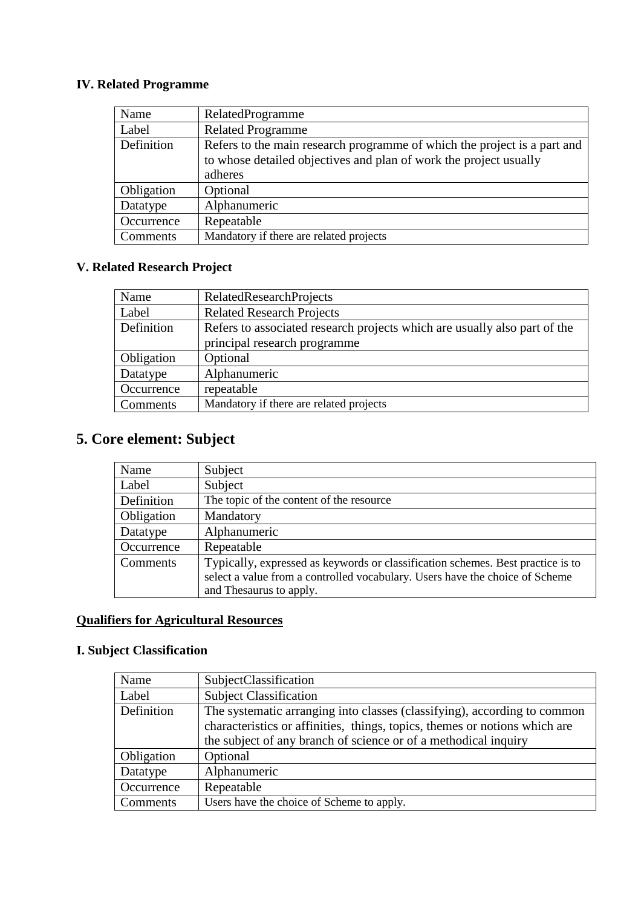### IV. Related Programme

| Name | RelatedProgramme |
| --- | --- |
| Label | Related Programme |
| Definition | Refers to the main research programme of which the project is a part and to whose detailed objectives and plan of work the project usually adheres |
| Obligation | Optional |
| Datatype | Alphanumeric |
| Occurrence | Repeatable |
| Comments | Mandatory if there are related projects |

### V. Related Research Project

| Name | RelatedResearchProjects |
| --- | --- |
| Label | Related Research Projects |
| Definition | Refers to associated research projects which are usually also part of the principal research programme |
| Obligation | Optional |
| Datatype | Alphanumeric |
| Occurrence | repeatable |
| Comments | Mandatory if there are related projects |

## 5. Core element: Subject

| Name | Subject |
| --- | --- |
| Label | Subject |
| Definition | The topic of the content of the resource |
| Obligation | Mandatory |
| Datatype | Alphanumeric |
| Occurrence | Repeatable |
| Comments | Typically, expressed as keywords or classification schemes. Best practice is to select a value from a controlled vocabulary. Users have the choice of Scheme and Thesaurus to apply. |

**Qualifiers for Agricultural Resources**

### I. Subject Classification

| Name | SubjectClassification |
| --- | --- |
| Label | Subject Classification |
| Definition | The systematic arranging into classes (classifying), according to common characteristics or affinities, things, topics, themes or notions which are the subject of any branch of science or of a methodical inquiry |
| Obligation | Optional |
| Datatype | Alphanumeric |
| Occurrence | Repeatable |
| Comments | Users have the choice of Scheme to apply. |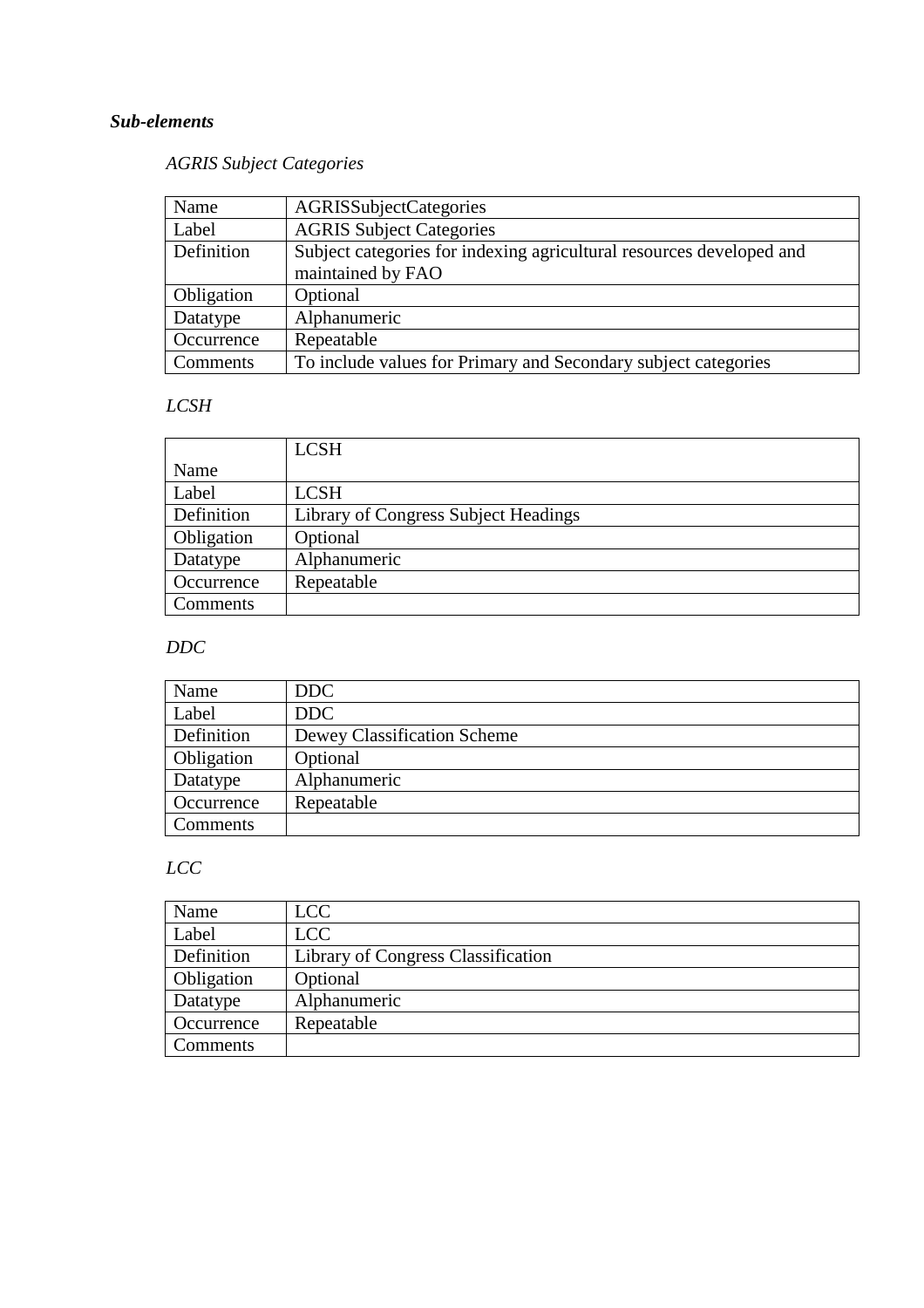***Sub-elements***

*AGRIS Subject Categories*

| Name | AGRISSubjectCategories |
|---|---|
| Label | AGRIS Subject Categories |
| Definition | Subject categories for indexing agricultural resources developed and maintained by FAO |
| Obligation | Optional |
| Datatype | Alphanumeric |
| Occurrence | Repeatable |
| Comments | To include values for Primary and Secondary subject categories |

*LCSH*

| Name | LCSH |
|---|---|
| Label | LCSH |
| Definition | Library of Congress Subject Headings |
| Obligation | Optional |
| Datatype | Alphanumeric |
| Occurrence | Repeatable |
| Comments | |

*DDC*

| Name | DDC |
|---|---|
| Label | DDC |
| Definition | Dewey Classification Scheme |
| Obligation | Optional |
| Datatype | Alphanumeric |
| Occurrence | Repeatable |
| Comments | |

*LCC*

| Name | LCC |
|---|---|
| Label | LCC |
| Definition | Library of Congress Classification |
| Obligation | Optional |
| Datatype | Alphanumeric |
| Occurrence | Repeatable |
| Comments | |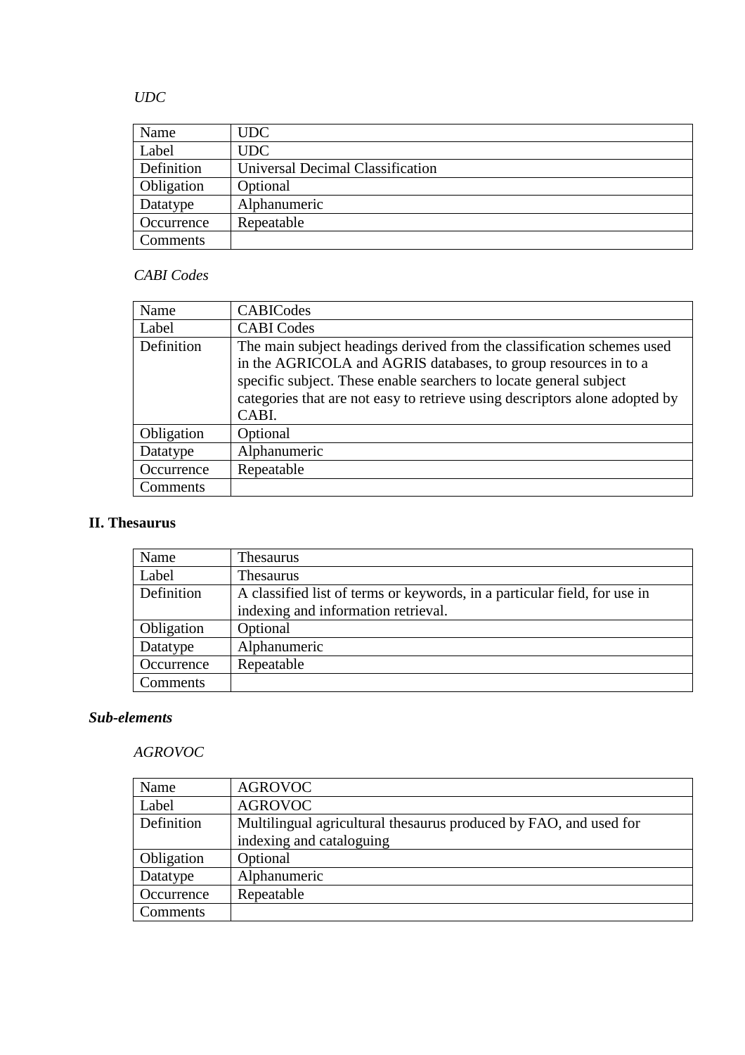*UDC*

| Name | UDC |
|---|---|
| Label | UDC |
| Definition | Universal Decimal Classification |
| Obligation | Optional |
| Datatype | Alphanumeric |
| Occurrence | Repeatable |
| Comments | |

*CABI Codes*

| Name | CABICodes |
|---|---|
| Label | CABI Codes |
| Definition | The main subject headings derived from the classification schemes used in the AGRICOLA and AGRIS databases, to group resources in to a specific subject. These enable searchers to locate general subject categories that are not easy to retrieve using descriptors alone adopted by CABI. |
| Obligation | Optional |
| Datatype | Alphanumeric |
| Occurrence | Repeatable |
| Comments | |

**II. Thesaurus**

| Name | Thesaurus |
|---|---|
| Label | Thesaurus |
| Definition | A classified list of terms or keywords, in a particular field, for use in indexing and information retrieval. |
| Obligation | Optional |
| Datatype | Alphanumeric |
| Occurrence | Repeatable |
| Comments | |

***Sub-elements***

*AGROVOC*

| Name | AGROVOC |
|---|---|
| Label | AGROVOC |
| Definition | Multilingual agricultural thesaurus produced by FAO, and used for indexing and cataloguing |
| Obligation | Optional |
| Datatype | Alphanumeric |
| Occurrence | Repeatable |
| Comments | |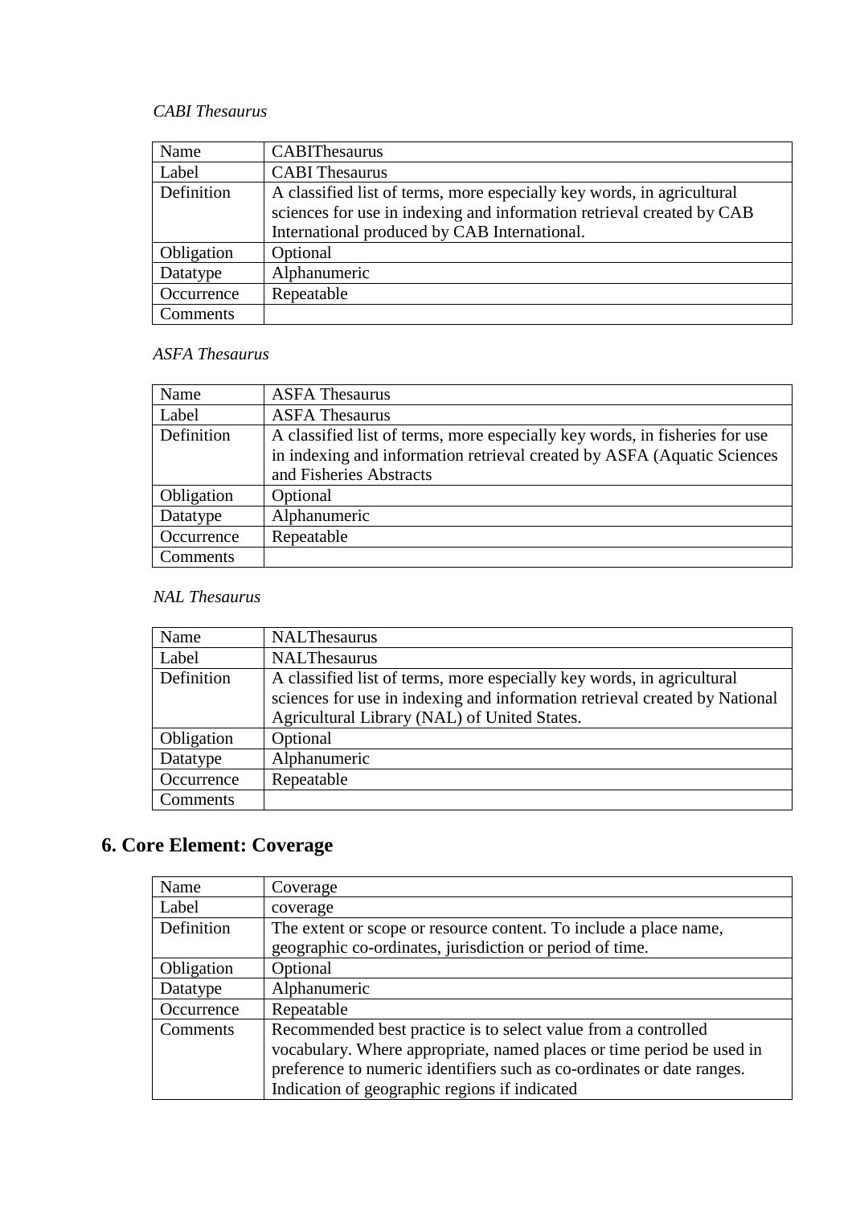*CABI Thesaurus*

| Name | CABIThesaurus |
|---|---|
| Label | CABI Thesaurus |
| Definition | A classified list of terms, more especially key words, in agricultural sciences for use in indexing and information retrieval created by CAB International produced by CAB International. |
| Obligation | Optional |
| Datatype | Alphanumeric |
| Occurrence | Repeatable |
| Comments | |

*ASFA Thesaurus*

| Name | ASFA Thesaurus |
|---|---|
| Label | ASFA Thesaurus |
| Definition | A classified list of terms, more especially key words, in fisheries for use in indexing and information retrieval created by ASFA (Aquatic Sciences and Fisheries Abstracts |
| Obligation | Optional |
| Datatype | Alphanumeric |
| Occurrence | Repeatable |
| Comments | |

*NAL Thesaurus*

| Name | NALThesaurus |
|---|---|
| Label | NALThesaurus |
| Definition | A classified list of terms, more especially key words, in agricultural sciences for use in indexing and information retrieval created by National Agricultural Library (NAL) of United States. |
| Obligation | Optional |
| Datatype | Alphanumeric |
| Occurrence | Repeatable |
| Comments | |

## 6. Core Element: Coverage

| Name | Coverage |
|---|---|
| Label | coverage |
| Definition | The extent or scope or resource content. To include a place name, geographic co-ordinates, jurisdiction or period of time. |
| Obligation | Optional |
| Datatype | Alphanumeric |
| Occurrence | Repeatable |
| Comments | Recommended best practice is to select value from a controlled vocabulary. Where appropriate, named places or time period be used in preference to numeric identifiers such as co-ordinates or date ranges. Indication of geographic regions if indicated |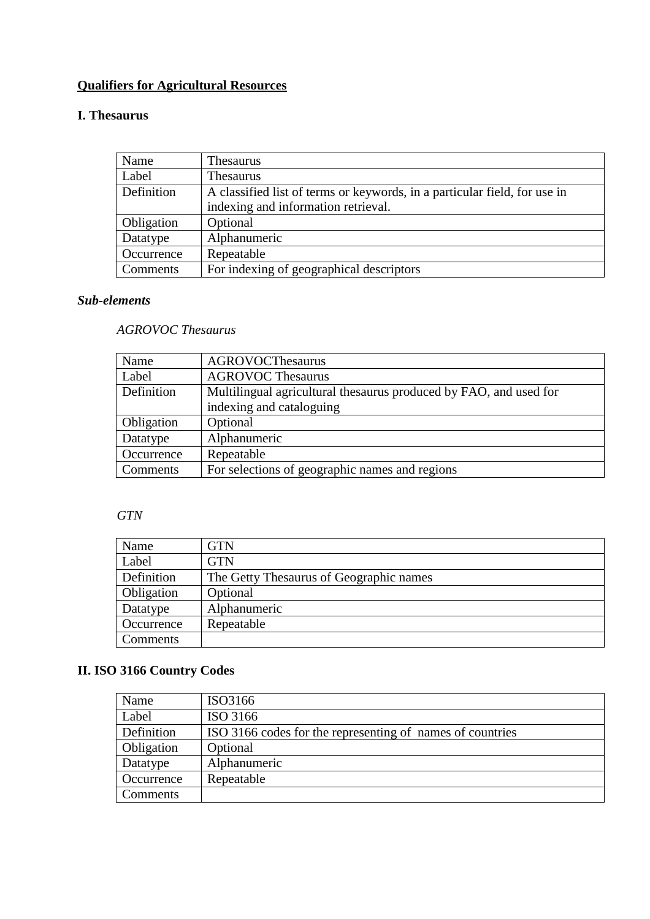**<u>Qualifiers for Agricultural Resources</u>**

## I. Thesaurus

| Name | Thesaurus |
|---|---|
| Label | Thesaurus |
| Definition | A classified list of terms or keywords, in a particular field, for use in indexing and information retrieval. |
| Obligation | Optional |
| Datatype | Alphanumeric |
| Occurrence | Repeatable |
| Comments | For indexing of geographical descriptors |

### *Sub-elements*

*AGROVOC Thesaurus*

| Name | AGROVOCThesaurus |
|---|---|
| Label | AGROVOC Thesaurus |
| Definition | Multilingual agricultural thesaurus produced by FAO, and used for indexing and cataloguing |
| Obligation | Optional |
| Datatype | Alphanumeric |
| Occurrence | Repeatable |
| Comments | For selections of geographic names and regions |

*GTN*

| Name | GTN |
|---|---|
| Label | GTN |
| Definition | The Getty Thesaurus of Geographic names |
| Obligation | Optional |
| Datatype | Alphanumeric |
| Occurrence | Repeatable |
| Comments | |

## II. ISO 3166 Country Codes

| Name | ISO3166 |
|---|---|
| Label | ISO 3166 |
| Definition | ISO 3166 codes for the representing of names of countries |
| Obligation | Optional |
| Datatype | Alphanumeric |
| Occurrence | Repeatable |
| Comments | |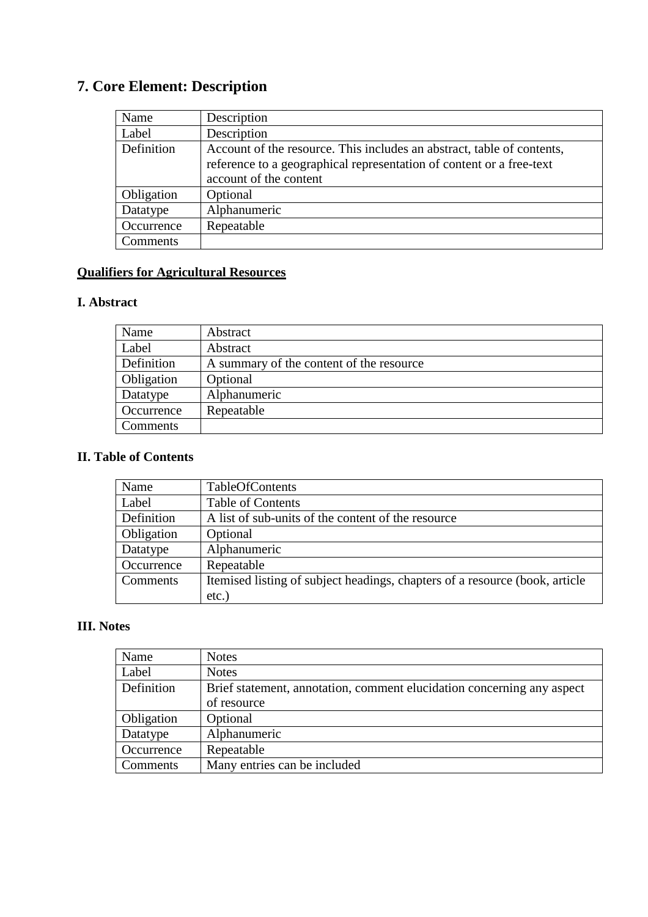## 7. Core Element: Description

| Name | Description |
|---|---|
| Label | Description |
| Definition | Account of the resource. This includes an abstract, table of contents, reference to a geographical representation of content or a free-text account of the content |
| Obligation | Optional |
| Datatype | Alphanumeric |
| Occurrence | Repeatable |
| Comments | |

**<u>Qualifiers for Agricultural Resources</u>**

### I. Abstract

| Name | Abstract |
|---|---|
| Label | Abstract |
| Definition | A summary of the content of the resource |
| Obligation | Optional |
| Datatype | Alphanumeric |
| Occurrence | Repeatable |
| Comments | |

### II. Table of Contents

| Name | TableOfContents |
|---|---|
| Label | Table of Contents |
| Definition | A list of sub-units of the content of the resource |
| Obligation | Optional |
| Datatype | Alphanumeric |
| Occurrence | Repeatable |
| Comments | Itemised listing of subject headings, chapters of a resource (book, article etc.) |

### III. Notes

| Name | Notes |
|---|---|
| Label | Notes |
| Definition | Brief statement, annotation, comment elucidation concerning any aspect of resource |
| Obligation | Optional |
| Datatype | Alphanumeric |
| Occurrence | Repeatable |
| Comments | Many entries can be included |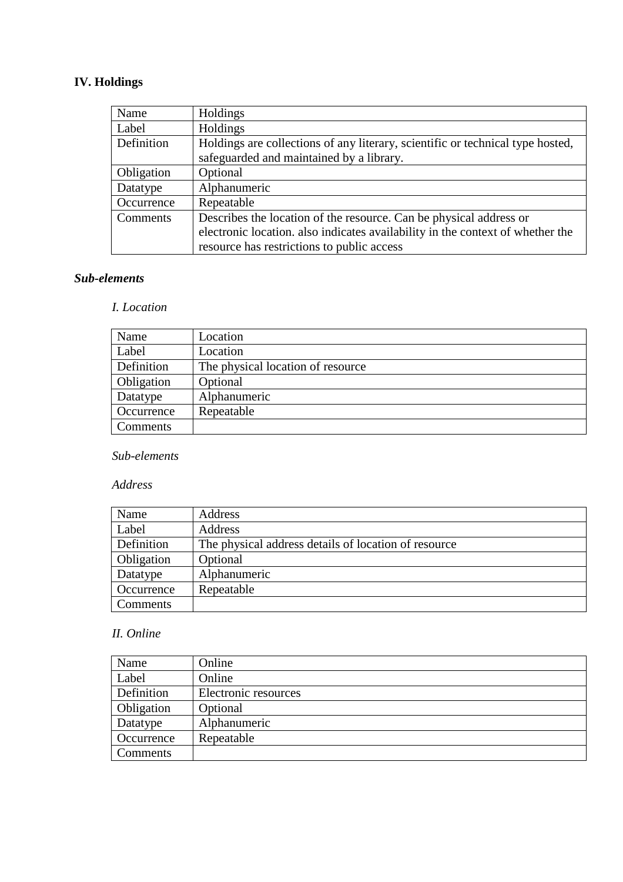## IV. Holdings

| Name | Holdings |
|---|---|
| Label | Holdings |
| Definition | Holdings are collections of any literary, scientific or technical type hosted, safeguarded and maintained by a library. |
| Obligation | Optional |
| Datatype | Alphanumeric |
| Occurrence | Repeatable |
| Comments | Describes the location of the resource. Can be physical address or electronic location. also indicates availability in the context of whether the resource has restrictions to public access |

### *Sub-elements*

*I. Location*

| Name | Location |
|---|---|
| Label | Location |
| Definition | The physical location of resource |
| Obligation | Optional |
| Datatype | Alphanumeric |
| Occurrence | Repeatable |
| Comments | |

*Sub-elements*

*Address*

| Name | Address |
|---|---|
| Label | Address |
| Definition | The physical address details of location of resource |
| Obligation | Optional |
| Datatype | Alphanumeric |
| Occurrence | Repeatable |
| Comments | |

*II. Online*

| Name | Online |
|---|---|
| Label | Online |
| Definition | Electronic resources |
| Obligation | Optional |
| Datatype | Alphanumeric |
| Occurrence | Repeatable |
| Comments | |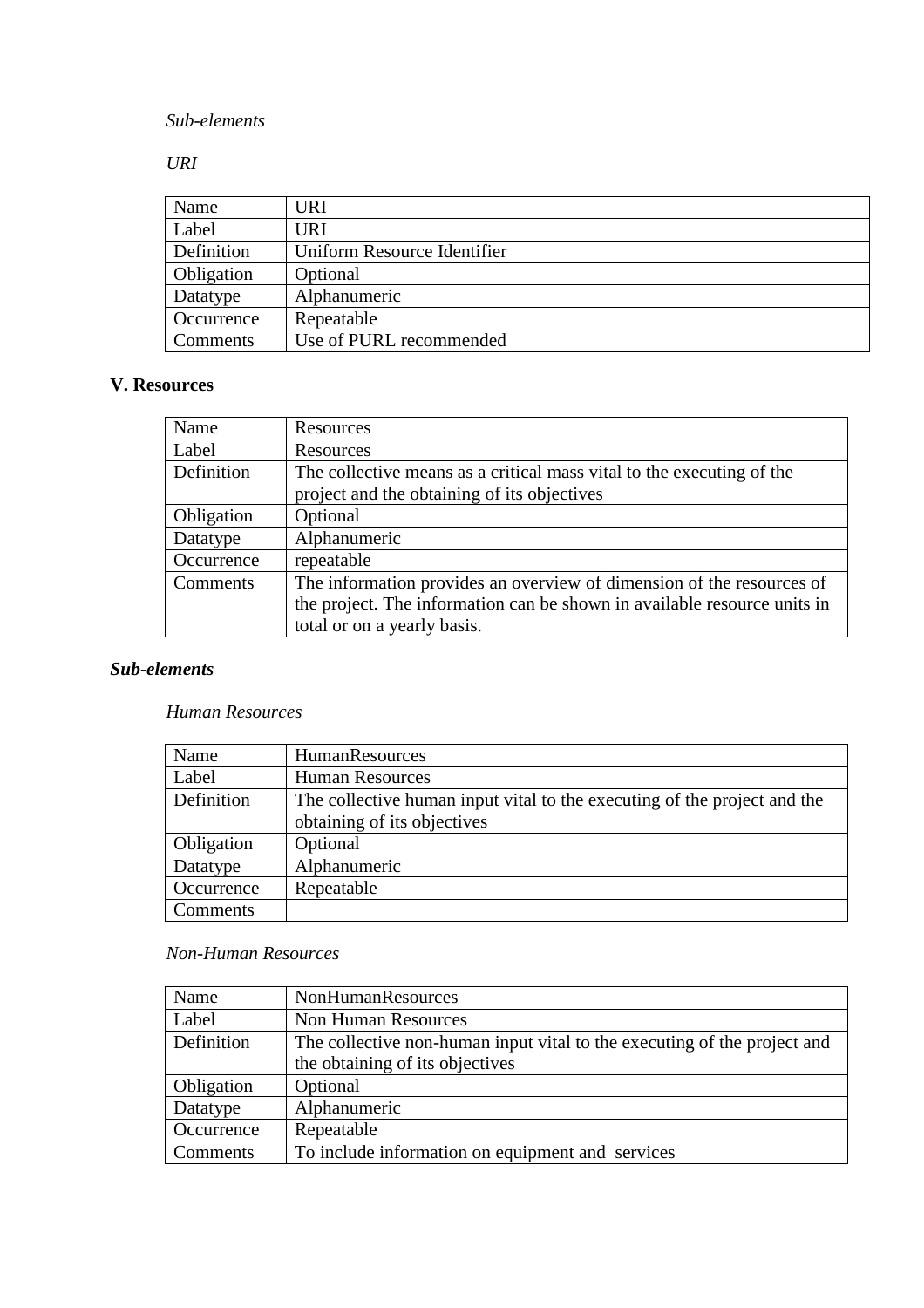*Sub-elements*

*URI*

| Name | URI |
|---|---|
| Label | URI |
| Definition | Uniform Resource Identifier |
| Obligation | Optional |
| Datatype | Alphanumeric |
| Occurrence | Repeatable |
| Comments | Use of PURL recommended |

### V. Resources

| Name | Resources |
|---|---|
| Label | Resources |
| Definition | The collective means as a critical mass vital to the executing of the project and the obtaining of its objectives |
| Obligation | Optional |
| Datatype | Alphanumeric |
| Occurrence | repeatable |
| Comments | The information provides an overview of dimension of the resources of the project. The information can be shown in available resource units in total or on a yearly basis. |

***Sub-elements***

*Human Resources*

| Name | HumanResources |
|---|---|
| Label | Human Resources |
| Definition | The collective human input vital to the executing of the project and the obtaining of its objectives |
| Obligation | Optional |
| Datatype | Alphanumeric |
| Occurrence | Repeatable |
| Comments | |

*Non-Human Resources*

| Name | NonHumanResources |
|---|---|
| Label | Non Human Resources |
| Definition | The collective non-human input vital to the executing of the project and the obtaining of its objectives |
| Obligation | Optional |
| Datatype | Alphanumeric |
| Occurrence | Repeatable |
| Comments | To include information on equipment and services |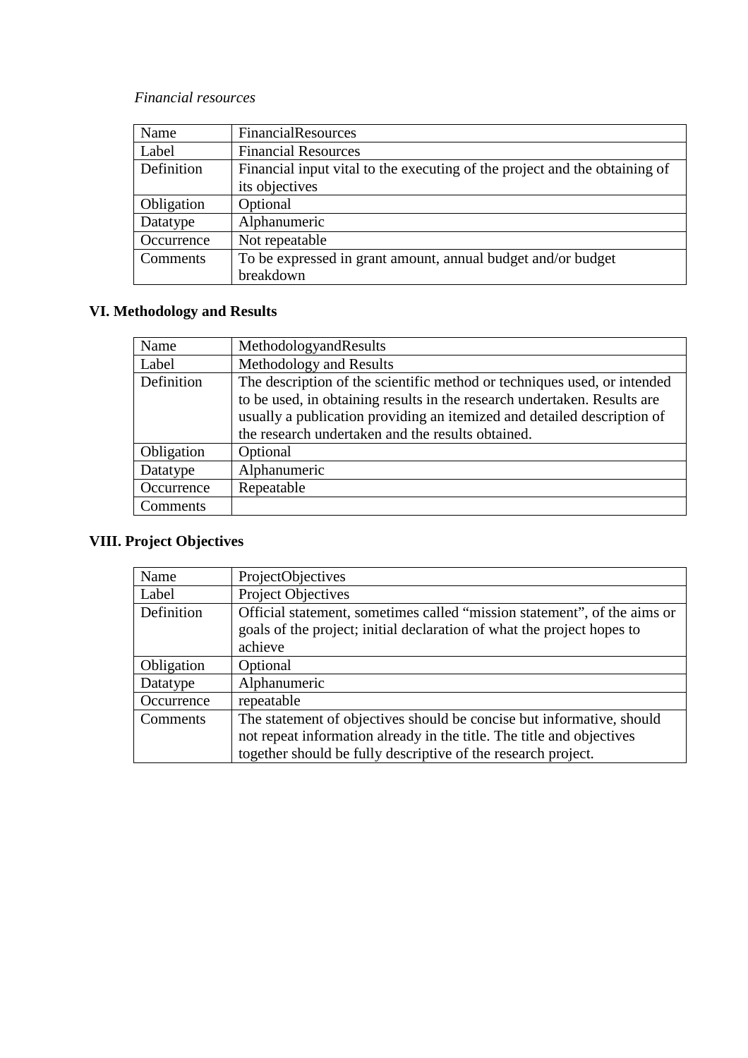*Financial resources*

| Name | FinancialResources |
| --- | --- |
| Label | Financial Resources |
| Definition | Financial input vital to the executing of the project and the obtaining of its objectives |
| Obligation | Optional |
| Datatype | Alphanumeric |
| Occurrence | Not repeatable |
| Comments | To be expressed in grant amount, annual budget and/or budget breakdown |

## VI. Methodology and Results

| Name | MethodologyandResults |
| --- | --- |
| Label | Methodology and Results |
| Definition | The description of the scientific method or techniques used, or intended to be used, in obtaining results in the research undertaken. Results are usually a publication providing an itemized and detailed description of the research undertaken and the results obtained. |
| Obligation | Optional |
| Datatype | Alphanumeric |
| Occurrence | Repeatable |
| Comments | |

## VIII. Project Objectives

| Name | ProjectObjectives |
| --- | --- |
| Label | Project Objectives |
| Definition | Official statement, sometimes called "mission statement", of the aims or goals of the project; initial declaration of what the project hopes to achieve |
| Obligation | Optional |
| Datatype | Alphanumeric |
| Occurrence | repeatable |
| Comments | The statement of objectives should be concise but informative, should not repeat information already in the title. The title and objectives together should be fully descriptive of the research project. |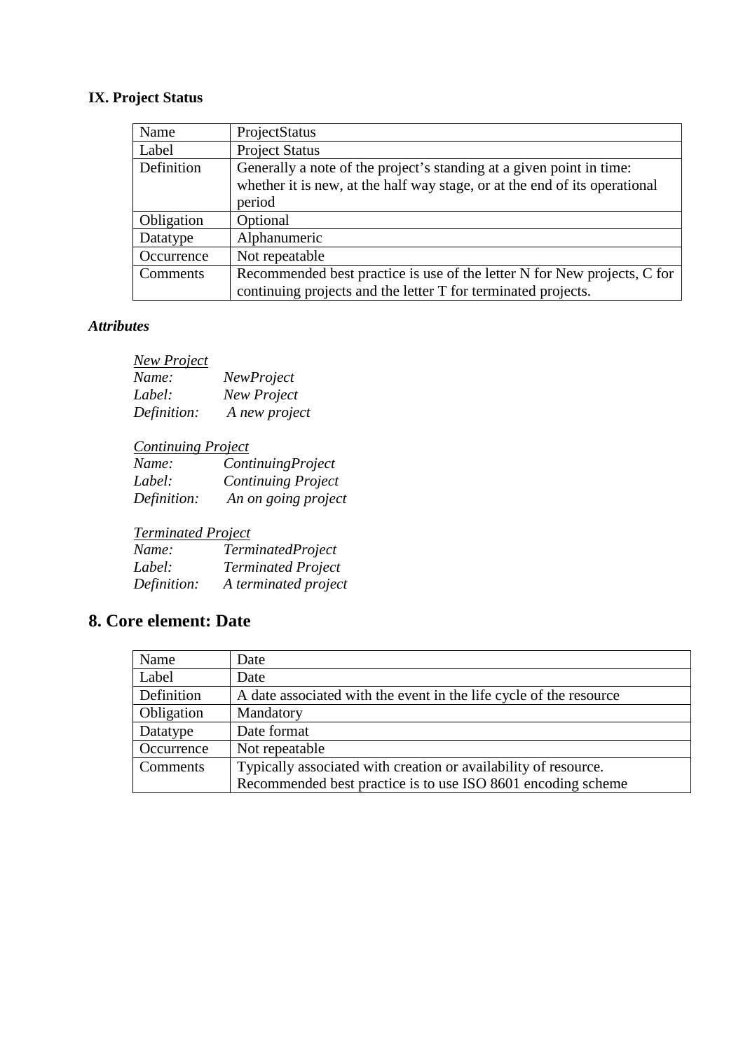### IX. Project Status

| Name | ProjectStatus |
|---|---|
| Label | Project Status |
| Definition | Generally a note of the project's standing at a given point in time: whether it is new, at the half way stage, or at the end of its operational period |
| Obligation | Optional |
| Datatype | Alphanumeric |
| Occurrence | Not repeatable |
| Comments | Recommended best practice is use of the letter N for New projects, C for continuing projects and the letter T for terminated projects. |

***Attributes***

<u>*New Project*</u>
*Name:* *NewProject*
*Label:* *New Project*
*Definition:* *A new project*

<u>*Continuing Project*</u>
*Name:* *ContinuingProject*
*Label:* *Continuing Project*
*Definition:* *An on going project*

<u>*Terminated Project*</u>
*Name:* *TerminatedProject*
*Label:* *Terminated Project*
*Definition:* *A terminated project*

## 8. Core element: Date

| Name | Date |
|---|---|
| Label | Date |
| Definition | A date associated with the event in the life cycle of the resource |
| Obligation | Mandatory |
| Datatype | Date format |
| Occurrence | Not repeatable |
| Comments | Typically associated with creation or availability of resource. Recommended best practice is to use ISO 8601 encoding scheme |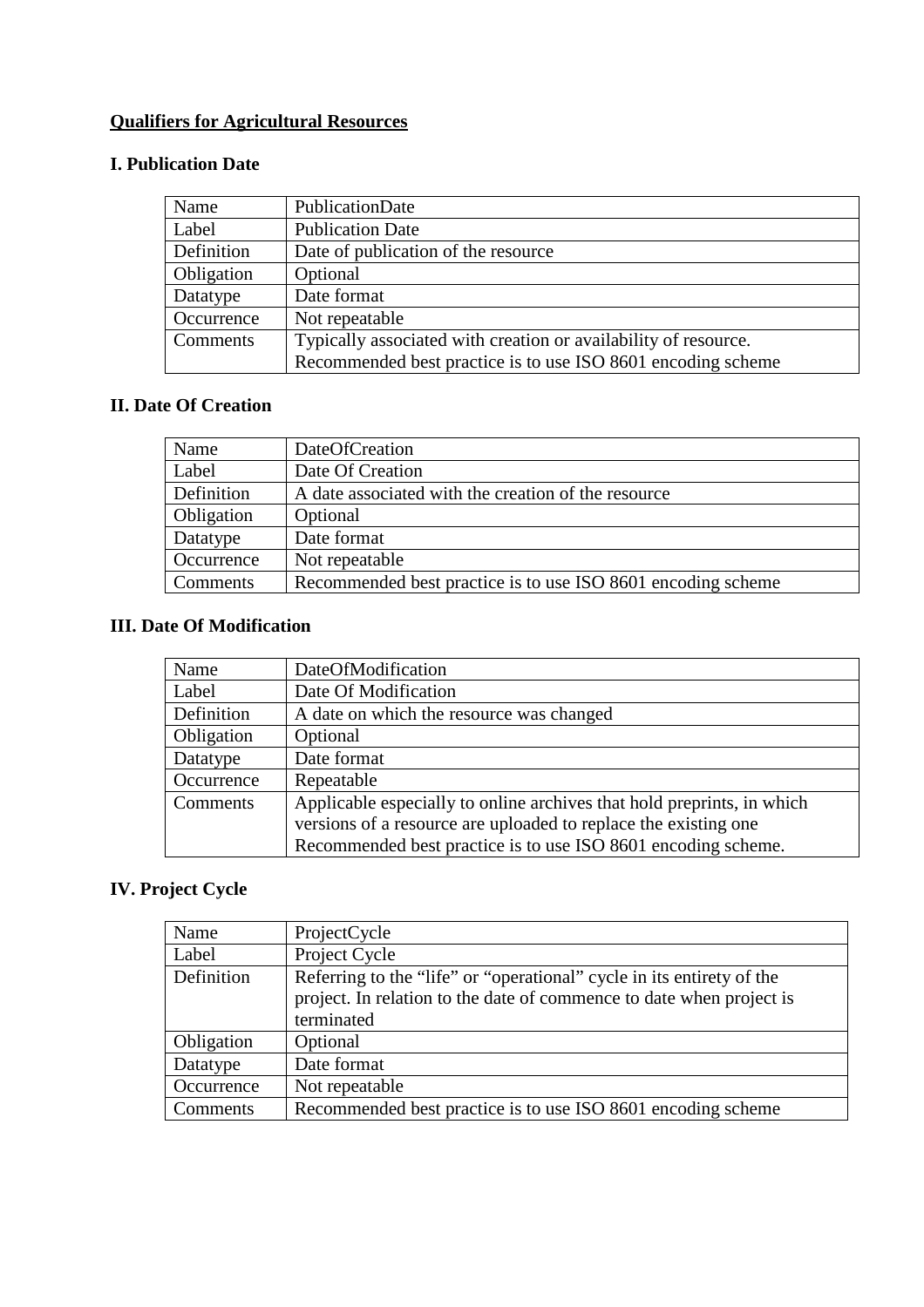**<u>Qualifiers for Agricultural Resources</u>**

### I. Publication Date

| Name | PublicationDate |
|---|---|
| Label | Publication Date |
| Definition | Date of publication of the resource |
| Obligation | Optional |
| Datatype | Date format |
| Occurrence | Not repeatable |
| Comments | Typically associated with creation or availability of resource. Recommended best practice is to use ISO 8601 encoding scheme |

### II. Date Of Creation

| Name | DateOfCreation |
|---|---|
| Label | Date Of Creation |
| Definition | A date associated with the creation of the resource |
| Obligation | Optional |
| Datatype | Date format |
| Occurrence | Not repeatable |
| Comments | Recommended best practice is to use ISO 8601 encoding scheme |

### III. Date Of Modification

| Name | DateOfModification |
|---|---|
| Label | Date Of Modification |
| Definition | A date on which the resource was changed |
| Obligation | Optional |
| Datatype | Date format |
| Occurrence | Repeatable |
| Comments | Applicable especially to online archives that hold preprints, in which versions of a resource are uploaded to replace the existing one Recommended best practice is to use ISO 8601 encoding scheme. |

### IV. Project Cycle

| Name | ProjectCycle |
|---|---|
| Label | Project Cycle |
| Definition | Referring to the "life" or "operational" cycle in its entirety of the project. In relation to the date of commence to date when project is terminated |
| Obligation | Optional |
| Datatype | Date format |
| Occurrence | Not repeatable |
| Comments | Recommended best practice is to use ISO 8601 encoding scheme |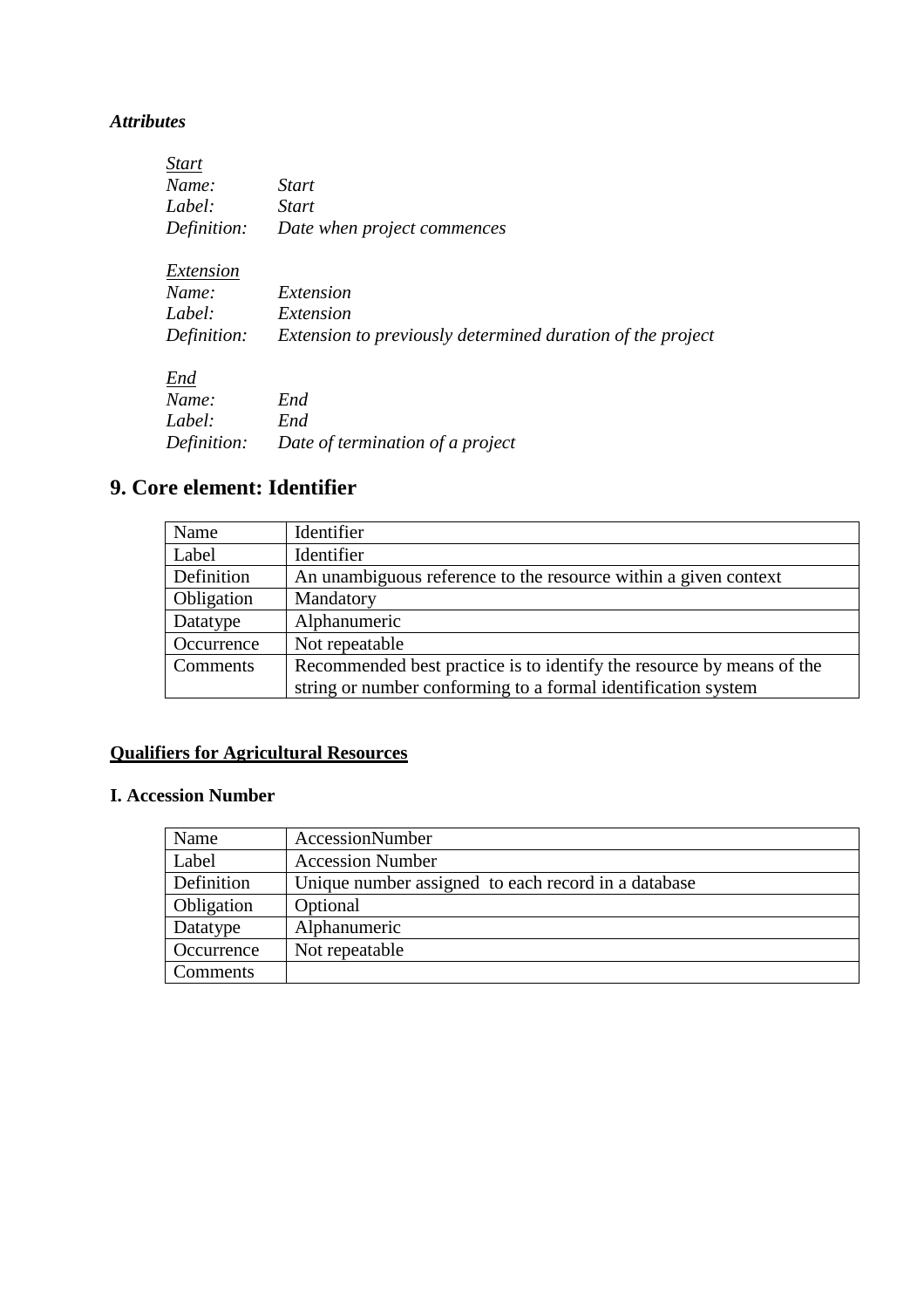***Attributes***

*Start*
*Name:* *Start*
*Label:* *Start*
*Definition:* *Date when project commences*

*Extension*
*Name:* *Extension*
*Label:* *Extension*
*Definition:* *Extension to previously determined duration of the project*

*End*
*Name:* *End*
*Label:* *End*
*Definition:* *Date of termination of a project*

## 9. Core element: Identifier

| Name | Identifier |
|---|---|
| Label | Identifier |
| Definition | An unambiguous reference to the resource within a given context |
| Obligation | Mandatory |
| Datatype | Alphanumeric |
| Occurrence | Not repeatable |
| Comments | Recommended best practice is to identify the resource by means of the string or number conforming to a formal identification system |

### Qualifiers for Agricultural Resources

#### I. Accession Number

| Name | AccessionNumber |
|---|---|
| Label | Accession Number |
| Definition | Unique number assigned to each record in a database |
| Obligation | Optional |
| Datatype | Alphanumeric |
| Occurrence | Not repeatable |
| Comments | |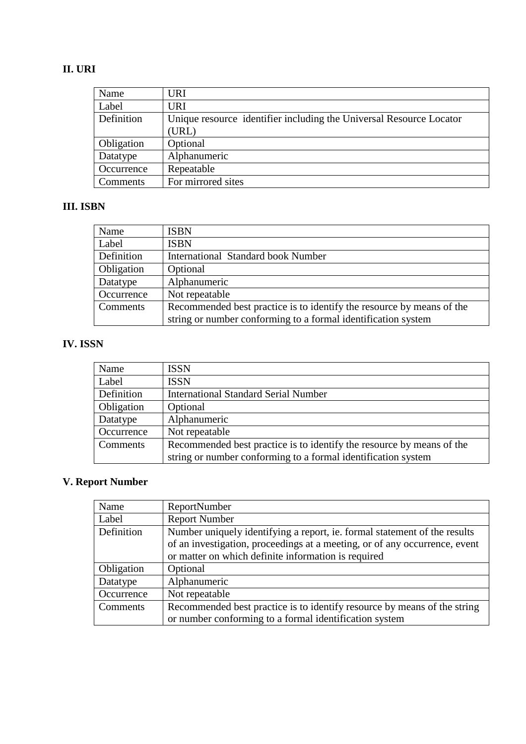### II. URI

| Name | URI |
|---|---|
| Label | URI |
| Definition | Unique resource identifier including the Universal Resource Locator (URL) |
| Obligation | Optional |
| Datatype | Alphanumeric |
| Occurrence | Repeatable |
| Comments | For mirrored sites |

### III. ISBN

| Name | ISBN |
|---|---|
| Label | ISBN |
| Definition | International Standard book Number |
| Obligation | Optional |
| Datatype | Alphanumeric |
| Occurrence | Not repeatable |
| Comments | Recommended best practice is to identify the resource by means of the string or number conforming to a formal identification system |

### IV. ISSN

| Name | ISSN |
|---|---|
| Label | ISSN |
| Definition | International Standard Serial Number |
| Obligation | Optional |
| Datatype | Alphanumeric |
| Occurrence | Not repeatable |
| Comments | Recommended best practice is to identify the resource by means of the string or number conforming to a formal identification system |

### V. Report Number

| Name | ReportNumber |
|---|---|
| Label | Report Number |
| Definition | Number uniquely identifying a report, ie. formal statement of the results of an investigation, proceedings at a meeting, or of any occurrence, event or matter on which definite information is required |
| Obligation | Optional |
| Datatype | Alphanumeric |
| Occurrence | Not repeatable |
| Comments | Recommended best practice is to identify resource by means of the string or number conforming to a formal identification system |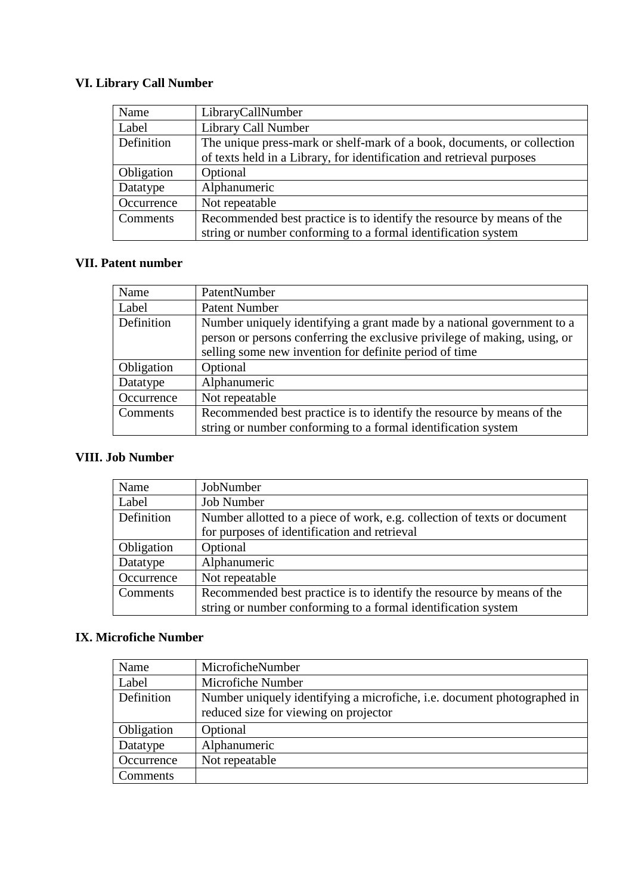### VI. Library Call Number

| Name | LibraryCallNumber |
|---|---|
| Label | Library Call Number |
| Definition | The unique press-mark or shelf-mark of a book, documents, or collection of texts held in a Library, for identification and retrieval purposes |
| Obligation | Optional |
| Datatype | Alphanumeric |
| Occurrence | Not repeatable |
| Comments | Recommended best practice is to identify the resource by means of the string or number conforming to a formal identification system |

### VII. Patent number

| Name | PatentNumber |
|---|---|
| Label | Patent Number |
| Definition | Number uniquely identifying a grant made by a national government to a person or persons conferring the exclusive privilege of making, using, or selling some new invention for definite period of time |
| Obligation | Optional |
| Datatype | Alphanumeric |
| Occurrence | Not repeatable |
| Comments | Recommended best practice is to identify the resource by means of the string or number conforming to a formal identification system |

### VIII. Job Number

| Name | JobNumber |
|---|---|
| Label | Job Number |
| Definition | Number allotted to a piece of work, e.g. collection of texts or document for purposes of identification and retrieval |
| Obligation | Optional |
| Datatype | Alphanumeric |
| Occurrence | Not repeatable |
| Comments | Recommended best practice is to identify the resource by means of the string or number conforming to a formal identification system |

### IX. Microfiche Number

| Name | MicroficheNumber |
|---|---|
| Label | Microfiche Number |
| Definition | Number uniquely identifying a microfiche, i.e. document photographed in reduced size for viewing on projector |
| Obligation | Optional |
| Datatype | Alphanumeric |
| Occurrence | Not repeatable |
| Comments | |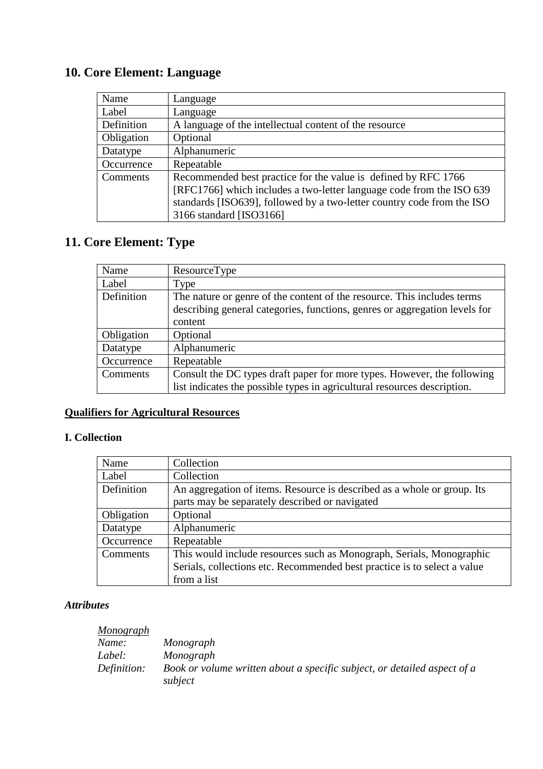## 10. Core Element: Language

| Name | Language |
|---|---|
| Label | Language |
| Definition | A language of the intellectual content of the resource |
| Obligation | Optional |
| Datatype | Alphanumeric |
| Occurrence | Repeatable |
| Comments | Recommended best practice for the value is defined by RFC 1766 [RFC1766] which includes a two-letter language code from the ISO 639 standards [ISO639], followed by a two-letter country code from the ISO 3166 standard [ISO3166] |

## 11. Core Element: Type

| Name | ResourceType |
|---|---|
| Label | Type |
| Definition | The nature or genre of the content of the resource. This includes terms describing general categories, functions, genres or aggregation levels for content |
| Obligation | Optional |
| Datatype | Alphanumeric |
| Occurrence | Repeatable |
| Comments | Consult the DC types draft paper for more types. However, the following list indicates the possible types in agricultural resources description. |

**<u>Qualifiers for Agricultural Resources</u>**

### I. Collection

| Name | Collection |
|---|---|
| Label | Collection |
| Definition | An aggregation of items. Resource is described as a whole or group. Its parts may be separately described or navigated |
| Obligation | Optional |
| Datatype | Alphanumeric |
| Occurrence | Repeatable |
| Comments | This would include resources such as Monograph, Serials, Monographic Serials, collections etc. Recommended best practice is to select a value from a list |

***Attributes***

*<u>Monograph</u>*
*Name:* *Monograph*
*Label:* *Monograph*
*Definition:* *Book or volume written about a specific subject, or detailed aspect of a subject*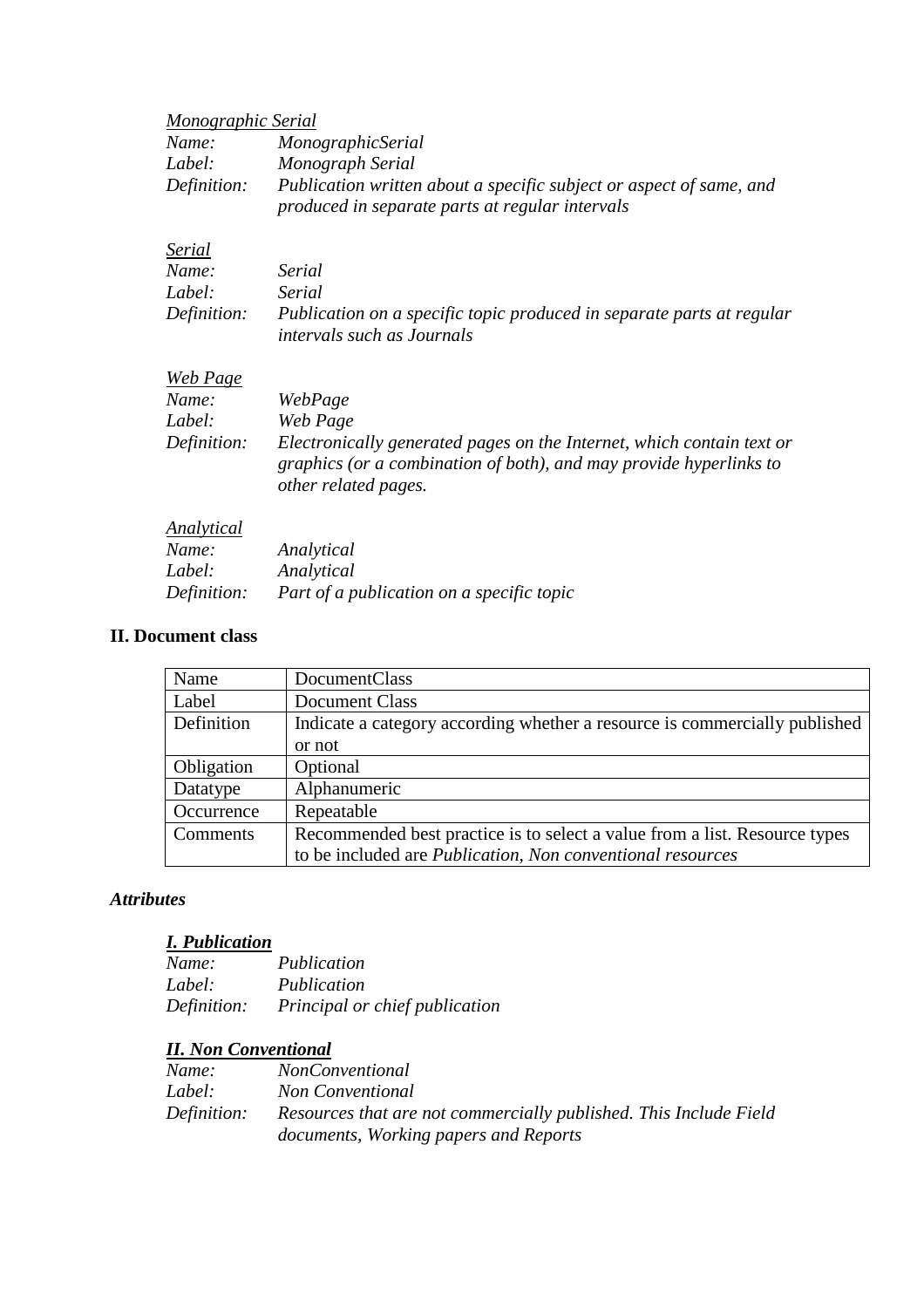*Monographic Serial*
*Name:* *MonographicSerial*
*Label:* *Monograph Serial*
*Definition:* *Publication written about a specific subject or aspect of same, and produced in separate parts at regular intervals*

*Serial*
*Name:* *Serial*
*Label:* *Serial*
*Definition:* *Publication on a specific topic produced in separate parts at regular intervals such as Journals*

*Web Page*
*Name:* *WebPage*
*Label:* *Web Page*
*Definition:* *Electronically generated pages on the Internet, which contain text or graphics (or a combination of both), and may provide hyperlinks to other related pages.*

*Analytical*
*Name:* *Analytical*
*Label:* *Analytical*
*Definition:* *Part of a publication on a specific topic*

## II. Document class

| Name | DocumentClass |
|---|---|
| Label | Document Class |
| Definition | Indicate a category according whether a resource is commercially published or not |
| Obligation | Optional |
| Datatype | Alphanumeric |
| Occurrence | Repeatable |
| Comments | Recommended best practice is to select a value from a list. Resource types to be included are *Publication, Non conventional resources* |

### *Attributes*

***I. Publication***
*Name:* *Publication*
*Label:* *Publication*
*Definition:* *Principal or chief publication*

***II. Non Conventional***
*Name:* *NonConventional*
*Label:* *Non Conventional*
*Definition:* *Resources that are not commercially published. This Include Field documents, Working papers and Reports*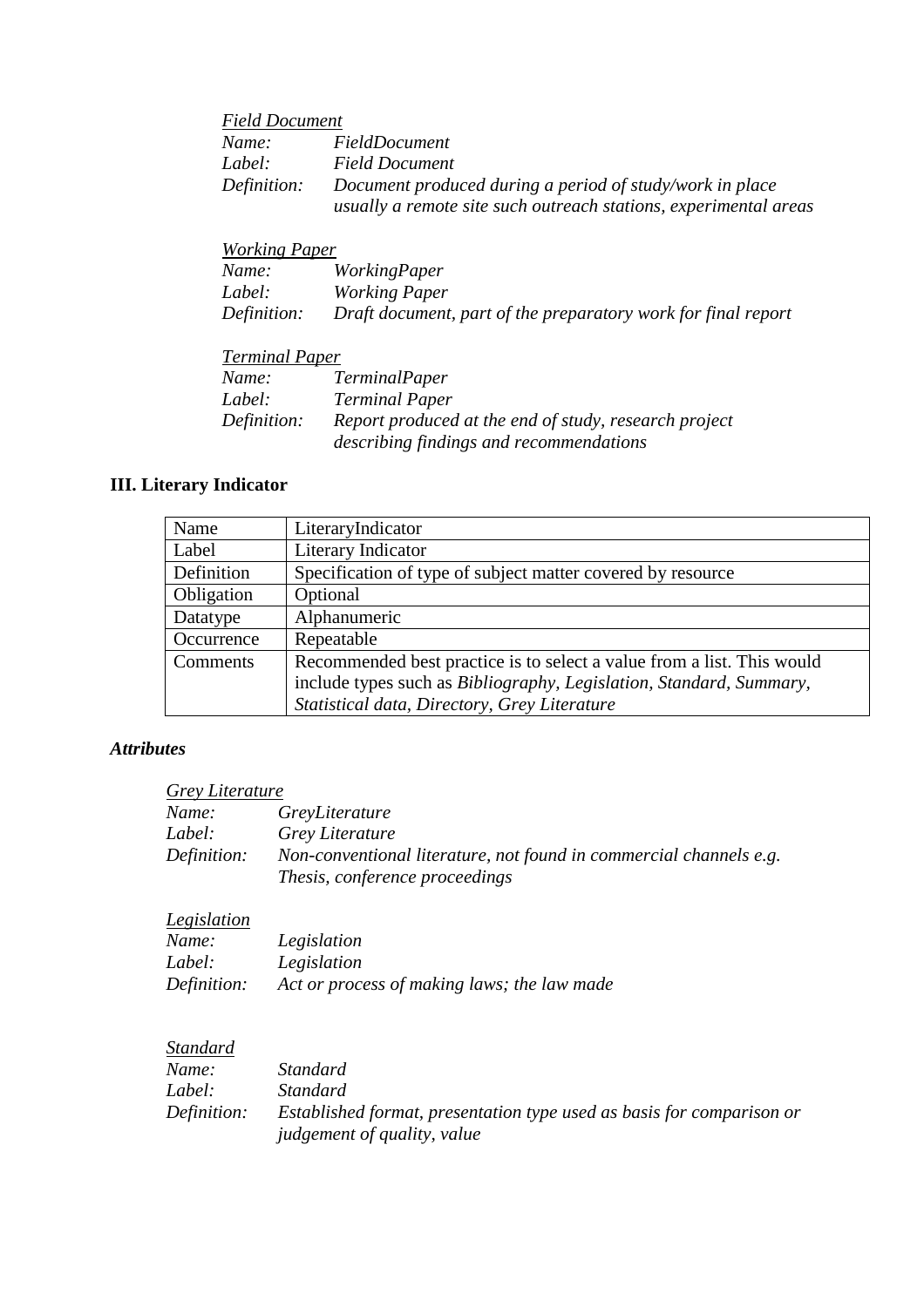*Field Document*

*Name:* *FieldDocument*
*Label:* *Field Document*
*Definition:* *Document produced during a period of study/work in place usually a remote site such outreach stations, experimental areas*

*Working Paper*

*Name:* *WorkingPaper*
*Label:* *Working Paper*
*Definition:* *Draft document, part of the preparatory work for final report*

*Terminal Paper*

*Name:* *TerminalPaper*
*Label:* *Terminal Paper*
*Definition:* *Report produced at the end of study, research project describing findings and recommendations*

## III. Literary Indicator

| Name | LiteraryIndicator |
|---|---|
| Label | Literary Indicator |
| Definition | Specification of type of subject matter covered by resource |
| Obligation | Optional |
| Datatype | Alphanumeric |
| Occurrence | Repeatable |
| Comments | Recommended best practice is to select a value from a list. This would include types such as *Bibliography, Legislation, Standard, Summary, Statistical data, Directory, Grey Literature* |

### *Attributes*

*Grey Literature*

*Name:* *GreyLiterature*
*Label:* *Grey Literature*
*Definition:* *Non-conventional literature, not found in commercial channels e.g. Thesis, conference proceedings*

*Legislation*

*Name:* *Legislation*
*Label:* *Legislation*
*Definition:* *Act or process of making laws; the law made*

*Standard*

*Name:* *Standard*
*Label:* *Standard*
*Definition:* *Established format, presentation type used as basis for comparison or judgement of quality, value*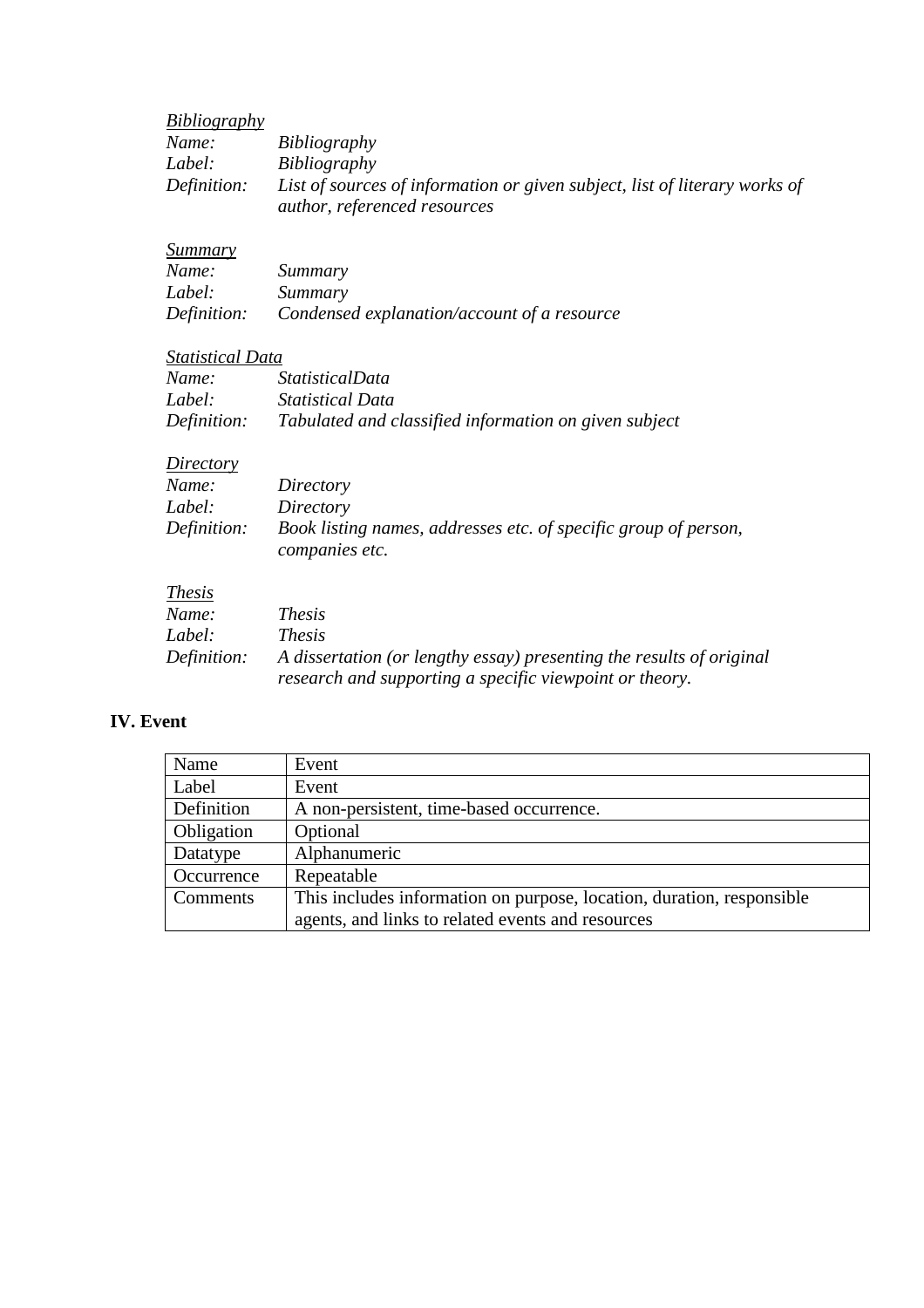*Bibliography*

*Name:* *Bibliography*
*Label:* *Bibliography*
*Definition:* *List of sources of information or given subject, list of literary works of author, referenced resources*

*Summary*

*Name:* *Summary*
*Label:* *Summary*
*Definition:* *Condensed explanation/account of a resource*

*Statistical Data*

*Name:* *StatisticalData*
*Label:* *Statistical Data*
*Definition:* *Tabulated and classified information on given subject*

*Directory*

*Name:* *Directory*
*Label:* *Directory*
*Definition:* *Book listing names, addresses etc. of specific group of person, companies etc.*

*Thesis*

*Name:* *Thesis*
*Label:* *Thesis*
*Definition:* *A dissertation (or lengthy essay) presenting the results of original research and supporting a specific viewpoint or theory.*

## IV. Event

| Name | Event |
|---|---|
| Label | Event |
| Definition | A non-persistent, time-based occurrence. |
| Obligation | Optional |
| Datatype | Alphanumeric |
| Occurrence | Repeatable |
| Comments | This includes information on purpose, location, duration, responsible agents, and links to related events and resources |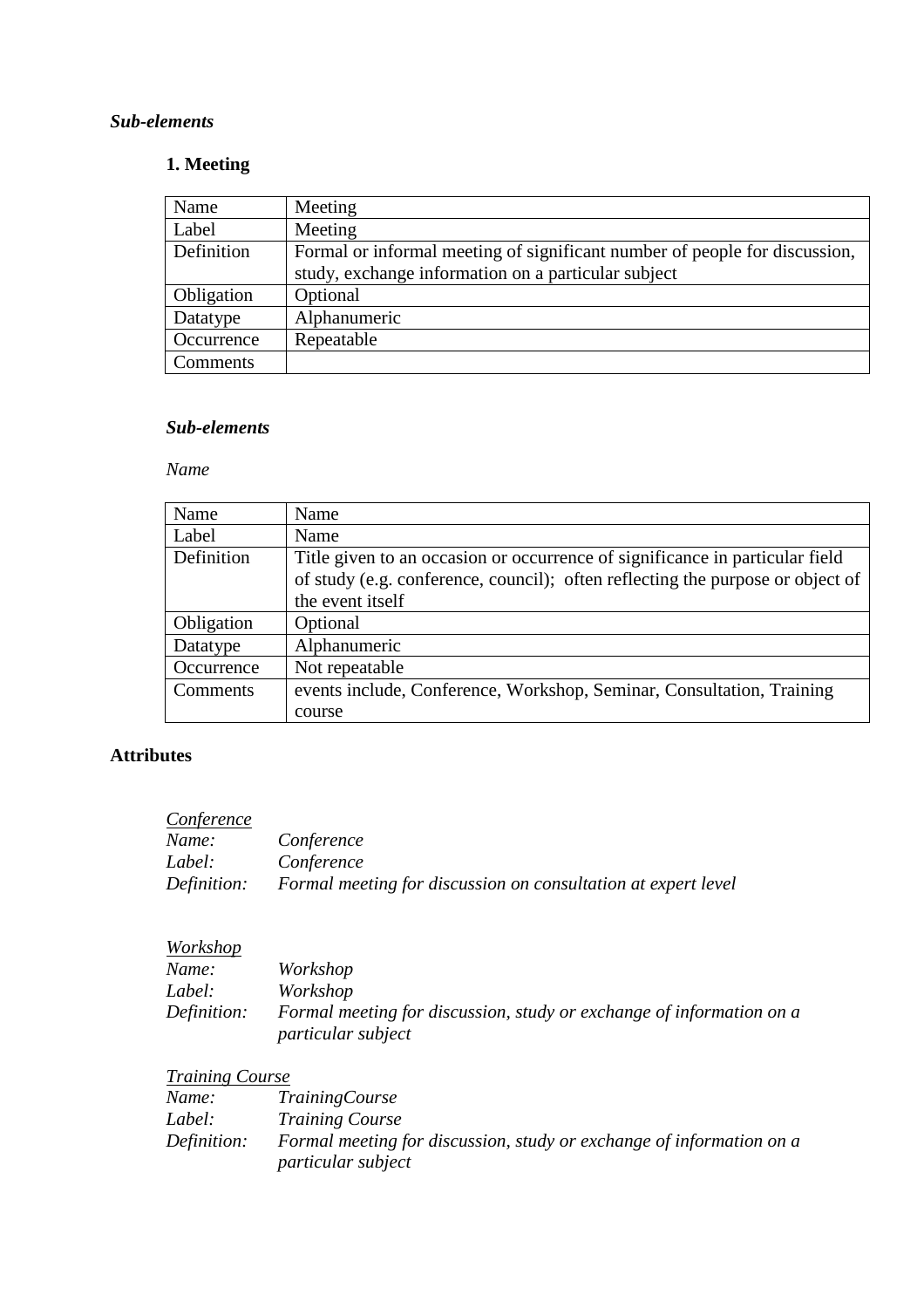***Sub-elements***

**1. Meeting**

| Name | Meeting |
|---|---|
| Label | Meeting |
| Definition | Formal or informal meeting of significant number of people for discussion, study, exchange information on a particular subject |
| Obligation | Optional |
| Datatype | Alphanumeric |
| Occurrence | Repeatable |
| Comments | |

***Sub-elements***

*Name*

| Name | Name |
|---|---|
| Label | Name |
| Definition | Title given to an occasion or occurrence of significance in particular field of study (e.g. conference, council); often reflecting the purpose or object of the event itself |
| Obligation | Optional |
| Datatype | Alphanumeric |
| Occurrence | Not repeatable |
| Comments | events include, Conference, Workshop, Seminar, Consultation, Training course |

**Attributes**

*Conference*
*Name:* *Conference*
*Label:* *Conference*
*Definition:* *Formal meeting for discussion on consultation at expert level*

*Workshop*
*Name:* *Workshop*
*Label:* *Workshop*
*Definition:* *Formal meeting for discussion, study or exchange of information on a particular subject*

*Training Course*
*Name:* *TrainingCourse*
*Label:* *Training Course*
*Definition:* *Formal meeting for discussion, study or exchange of information on a particular subject*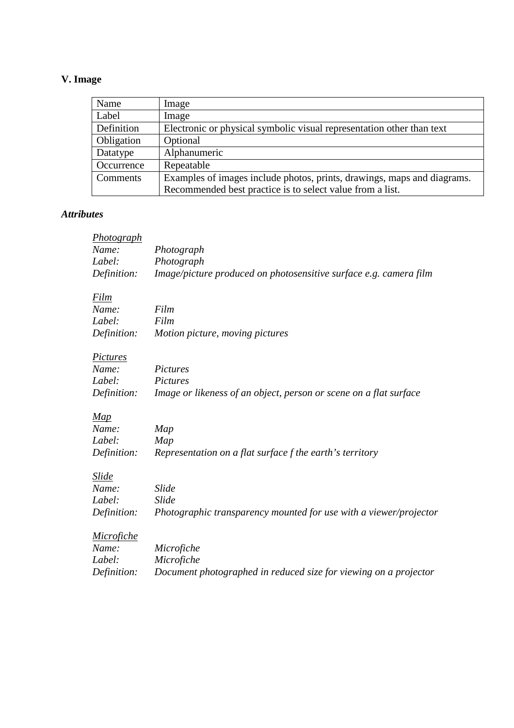## V. Image

| Name | Image |
|---|---|
| Label | Image |
| Definition | Electronic or physical symbolic visual representation other than text |
| Obligation | Optional |
| Datatype | Alphanumeric |
| Occurrence | Repeatable |
| Comments | Examples of images include photos, prints, drawings, maps and diagrams. Recommended best practice is to select value from a list. |

### *Attributes*

*Photograph*
*Name:* *Photograph*
*Label:* *Photograph*
*Definition:* *Image/picture produced on photosensitive surface e.g. camera film*

*Film*
*Name:* *Film*
*Label:* *Film*
*Definition:* *Motion picture, moving pictures*

*Pictures*
*Name:* *Pictures*
*Label:* *Pictures*
*Definition:* *Image or likeness of an object, person or scene on a flat surface*

*Map*
*Name:* *Map*
*Label:* *Map*
*Definition:* *Representation on a flat surface f the earth's territory*

*Slide*
*Name:* *Slide*
*Label:* *Slide*
*Definition:* *Photographic transparency mounted for use with a viewer/projector*

*Microfiche*
*Name:* *Microfiche*
*Label:* *Microfiche*
*Definition:* *Document photographed in reduced size for viewing on a projector*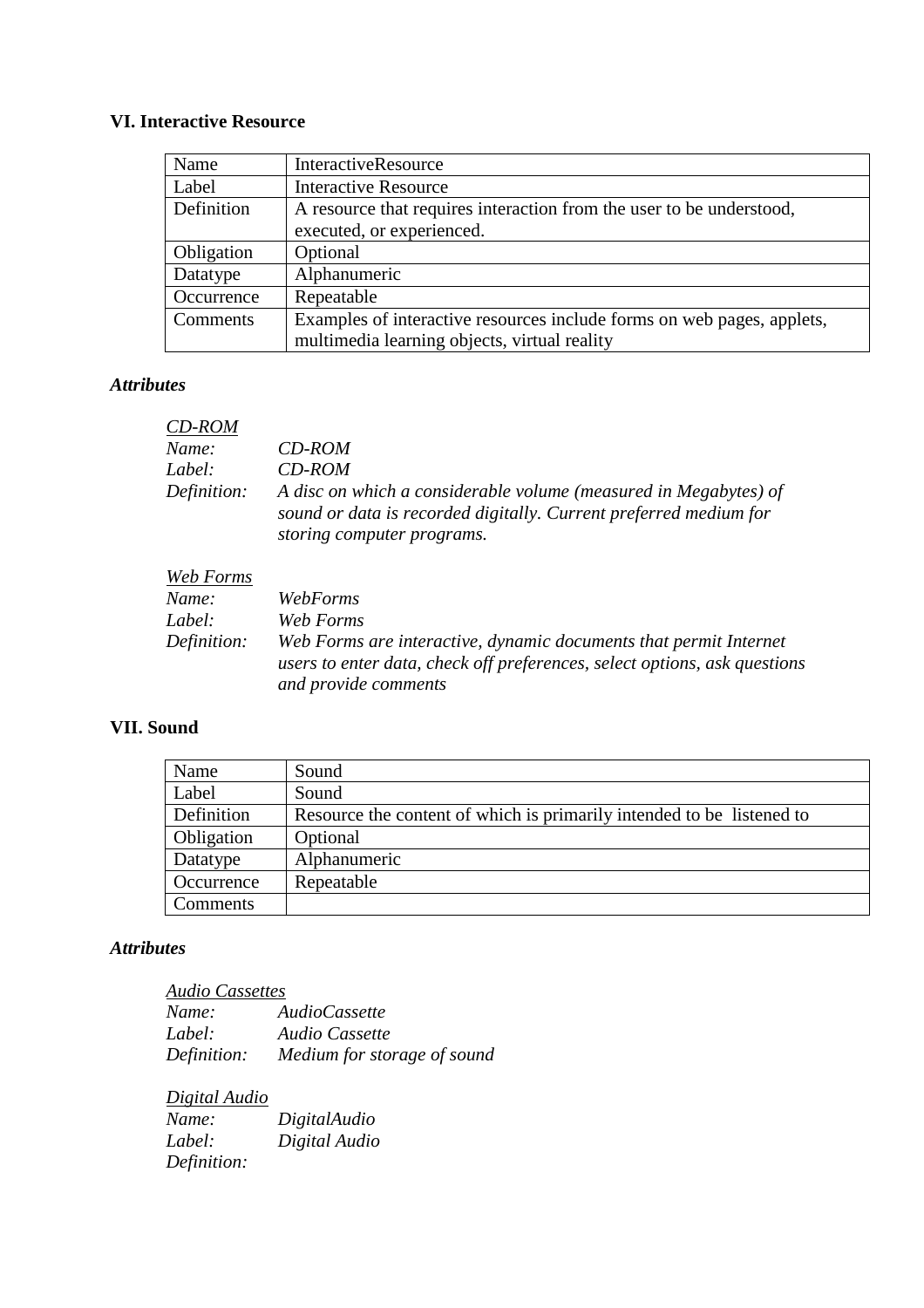### VI. Interactive Resource

| Name | InteractiveResource |
|---|---|
| Label | Interactive Resource |
| Definition | A resource that requires interaction from the user to be understood, executed, or experienced. |
| Obligation | Optional |
| Datatype | Alphanumeric |
| Occurrence | Repeatable |
| Comments | Examples of interactive resources include forms on web pages, applets, multimedia learning objects, virtual reality |

#### *Attributes*

<u>*CD-ROM*</u>
*Name:* *CD-ROM*
*Label:* *CD-ROM*
*Definition:* *A disc on which a considerable volume (measured in Megabytes) of sound or data is recorded digitally. Current preferred medium for storing computer programs.*

<u>*Web Forms*</u>
*Name:* *WebForms*
*Label:* *Web Forms*
*Definition:* *Web Forms are interactive, dynamic documents that permit Internet users to enter data, check off preferences, select options, ask questions and provide comments*

### VII. Sound

| Name | Sound |
|---|---|
| Label | Sound |
| Definition | Resource the content of which is primarily intended to be listened to |
| Obligation | Optional |
| Datatype | Alphanumeric |
| Occurrence | Repeatable |
| Comments | |

#### *Attributes*

<u>*Audio Cassettes*</u>
*Name:* *AudioCassette*
*Label:* *Audio Cassette*
*Definition:* *Medium for storage of sound*

<u>*Digital Audio*</u>
*Name:* *DigitalAudio*
*Label:* *Digital Audio*
*Definition:*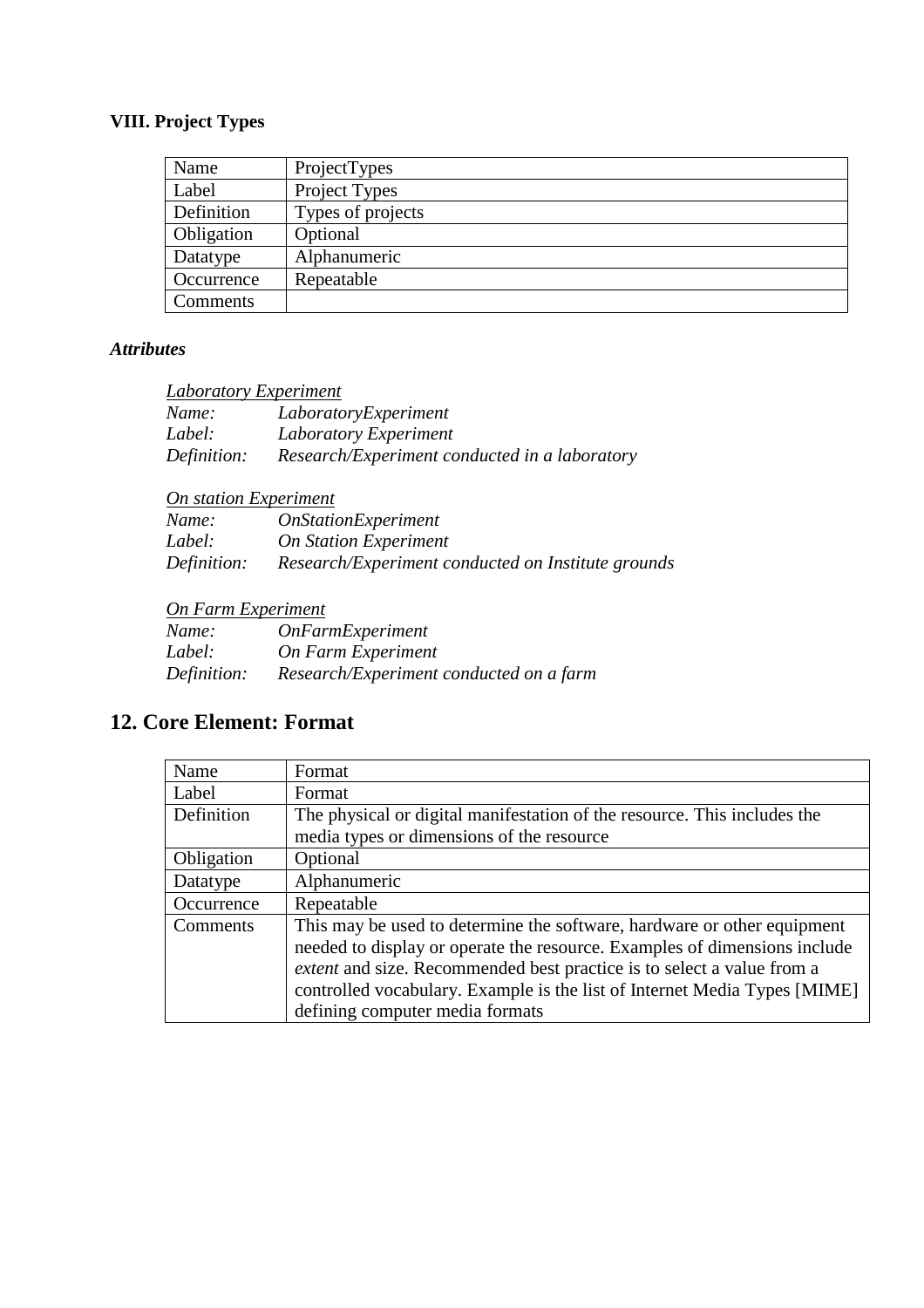### VIII. Project Types

| Name | ProjectTypes |
|---|---|
| Label | Project Types |
| Definition | Types of projects |
| Obligation | Optional |
| Datatype | Alphanumeric |
| Occurrence | Repeatable |
| Comments | |

#### *Attributes*

*Laboratory Experiment*
*Name:* *LaboratoryExperiment*
*Label:* *Laboratory Experiment*
*Definition:* *Research/Experiment conducted in a laboratory*

*On station Experiment*
*Name:* *OnStationExperiment*
*Label:* *On Station Experiment*
*Definition:* *Research/Experiment conducted on Institute grounds*

*On Farm Experiment*
*Name:* *OnFarmExperiment*
*Label:* *On Farm Experiment*
*Definition:* *Research/Experiment conducted on a farm*

## 12. Core Element: Format

| Name | Format |
|---|---|
| Label | Format |
| Definition | The physical or digital manifestation of the resource. This includes the media types or dimensions of the resource |
| Obligation | Optional |
| Datatype | Alphanumeric |
| Occurrence | Repeatable |
| Comments | This may be used to determine the software, hardware or other equipment needed to display or operate the resource. Examples of dimensions include *extent* and size. Recommended best practice is to select a value from a controlled vocabulary. Example is the list of Internet Media Types [MIME] defining computer media formats |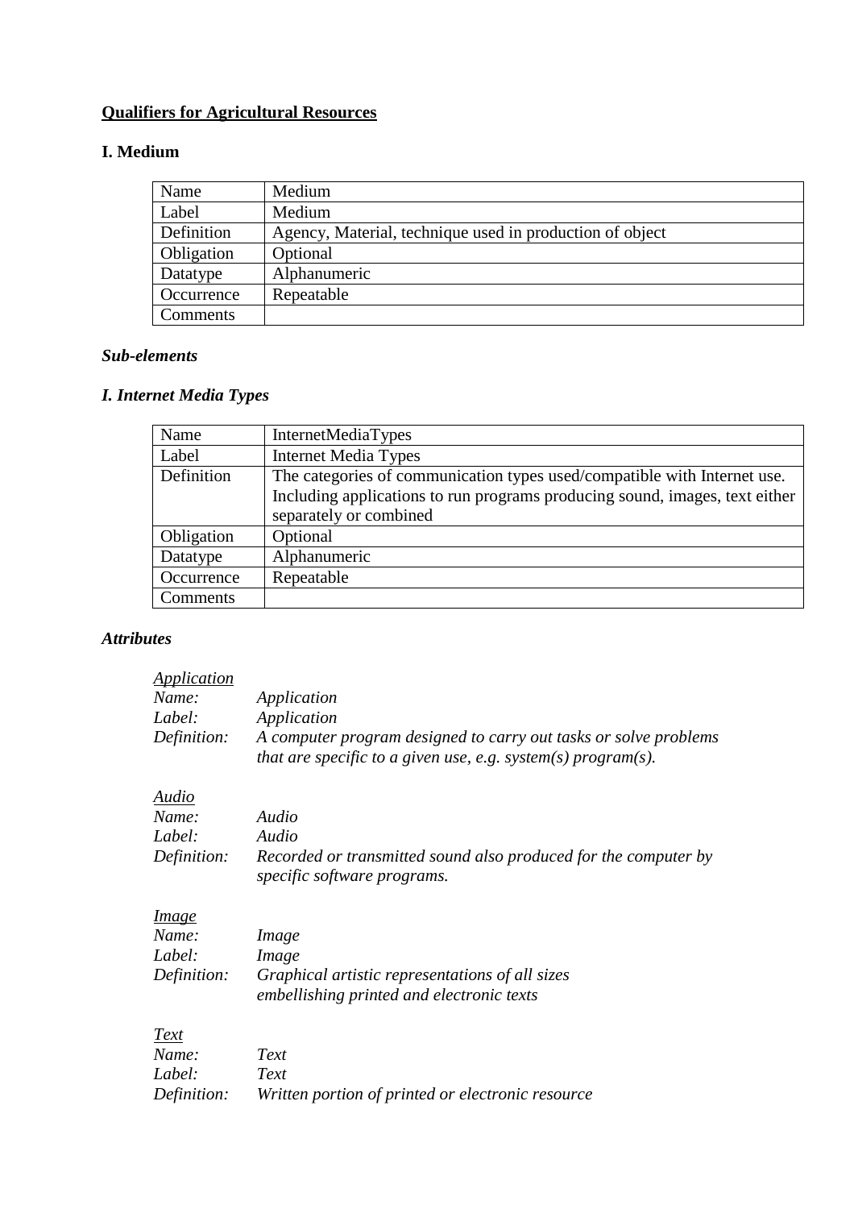**<u>Qualifiers for Agricultural Resources</u>**

### I. Medium

| Name | Medium |
|---|---|
| Label | Medium |
| Definition | Agency, Material, technique used in production of object |
| Obligation | Optional |
| Datatype | Alphanumeric |
| Occurrence | Repeatable |
| Comments | |

***Sub-elements***

#### *I. Internet Media Types*

| Name | InternetMediaTypes |
|---|---|
| Label | Internet Media Types |
| Definition | The categories of communication types used/compatible with Internet use. Including applications to run programs producing sound, images, text either separately or combined |
| Obligation | Optional |
| Datatype | Alphanumeric |
| Occurrence | Repeatable |
| Comments | |

***Attributes***

*<u>Application</u>*
*Name:* *Application*
*Label:* *Application*
*Definition:* *A computer program designed to carry out tasks or solve problems that are specific to a given use, e.g. system(s) program(s).*

*<u>Audio</u>*
*Name:* *Audio*
*Label:* *Audio*
*Definition:* *Recorded or transmitted sound also produced for the computer by specific software programs.*

*<u>Image</u>*
*Name:* *Image*
*Label:* *Image*
*Definition:* *Graphical artistic representations of all sizes embellishing printed and electronic texts*

*<u>Text</u>*
*Name:* *Text*
*Label:* *Text*
*Definition:* *Written portion of printed or electronic resource*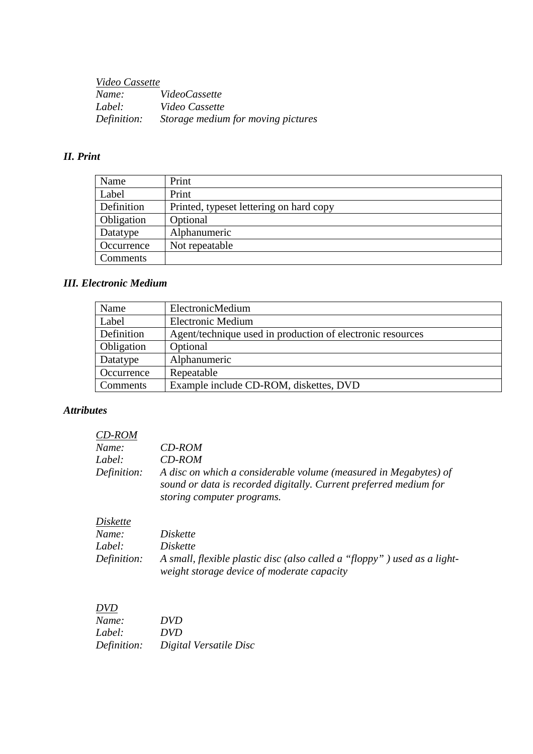*<u>Video Cassette</u>*
*Name:* *VideoCassette*
*Label:* *Video Cassette*
*Definition:* *Storage medium for moving pictures*

### ***II. Print***

| Name | Print |
|---|---|
| Label | Print |
| Definition | Printed, typeset lettering on hard copy |
| Obligation | Optional |
| Datatype | Alphanumeric |
| Occurrence | Not repeatable |
| Comments | |

### ***III. Electronic Medium***

| Name | ElectronicMedium |
|---|---|
| Label | Electronic Medium |
| Definition | Agent/technique used in production of electronic resources |
| Obligation | Optional |
| Datatype | Alphanumeric |
| Occurrence | Repeatable |
| Comments | Example include CD-ROM, diskettes, DVD |

### ***Attributes***

*<u>CD-ROM</u>*
*Name:* *CD-ROM*
*Label:* *CD-ROM*
*Definition:* *A disc on which a considerable volume (measured in Megabytes) of sound or data is recorded digitally. Current preferred medium for storing computer programs.*

*<u>Diskette</u>*
*Name:* *Diskette*
*Label:* *Diskette*
*Definition:* *A small, flexible plastic disc (also called a "floppy" ) used as a light-weight storage device of moderate capacity*

*<u>DVD</u>*
*Name:* *DVD*
*Label:* *DVD*
*Definition:* *Digital Versatile Disc*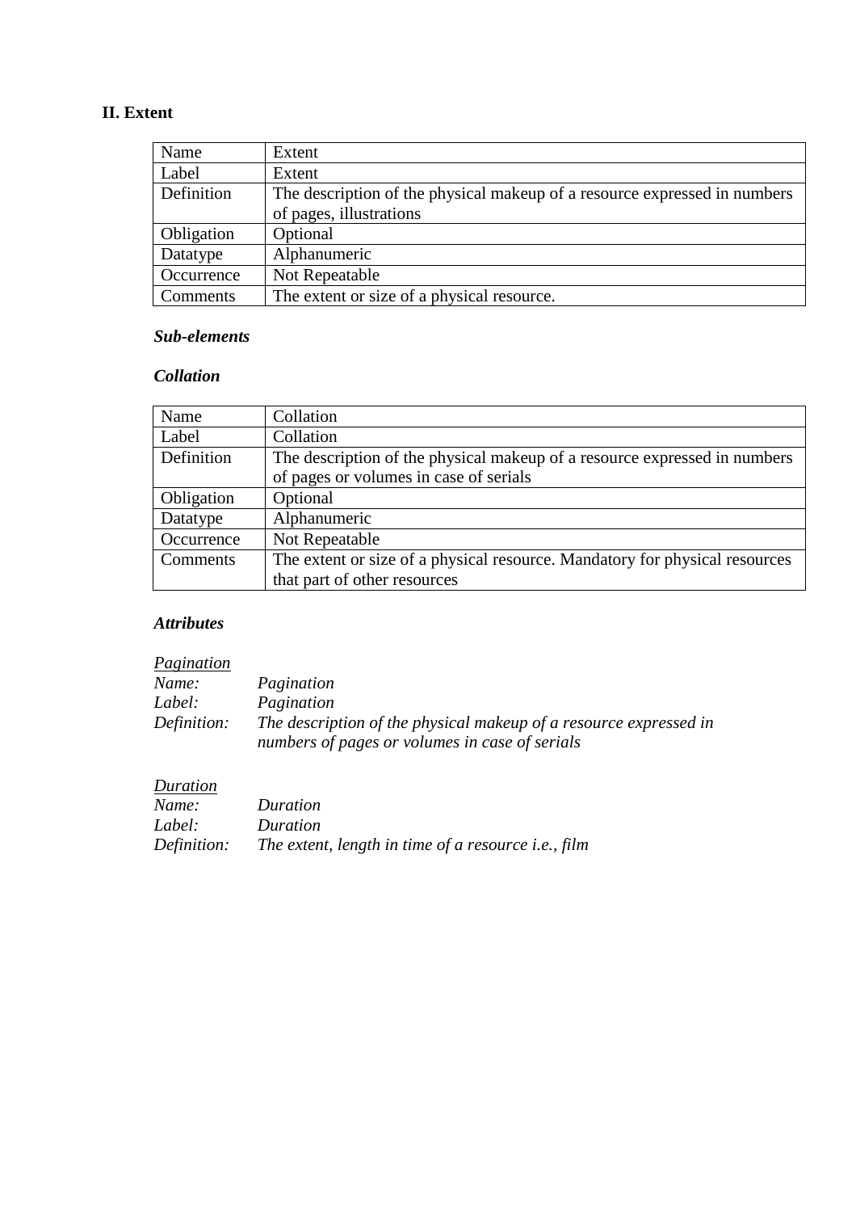## II. Extent

| Name | Extent |
|---|---|
| Label | Extent |
| Definition | The description of the physical makeup of a resource expressed in numbers of pages, illustrations |
| Obligation | Optional |
| Datatype | Alphanumeric |
| Occurrence | Not Repeatable |
| Comments | The extent or size of a physical resource. |

### *Sub-elements*

### *Collation*

| Name | Collation |
|---|---|
| Label | Collation |
| Definition | The description of the physical makeup of a resource expressed in numbers of pages or volumes in case of serials |
| Obligation | Optional |
| Datatype | Alphanumeric |
| Occurrence | Not Repeatable |
| Comments | The extent or size of a physical resource. Mandatory for physical resources that part of other resources |

### *Attributes*

*Pagination*

*Name:* *Pagination*
*Label:* *Pagination*
*Definition:* *The description of the physical makeup of a resource expressed in numbers of pages or volumes in case of serials*

*Duration*

*Name:* *Duration*
*Label:* *Duration*
*Definition:* *The extent, length in time of a resource i.e., film*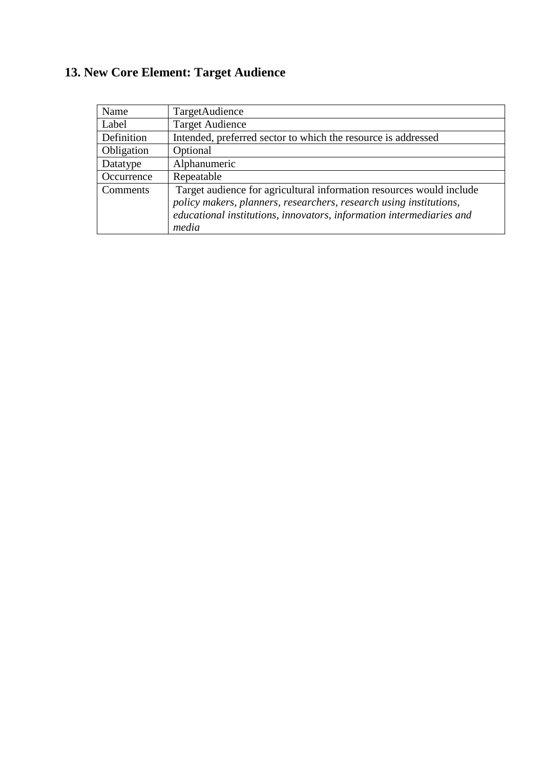## 13. New Core Element: Target Audience

| Name | TargetAudience |
|---|---|
| Label | Target Audience |
| Definition | Intended, preferred sector to which the resource is addressed |
| Obligation | Optional |
| Datatype | Alphanumeric |
| Occurrence | Repeatable |
| Comments | Target audience for agricultural information resources would include *policy makers, planners, researchers, research using institutions, educational institutions, innovators, information intermediaries and media* |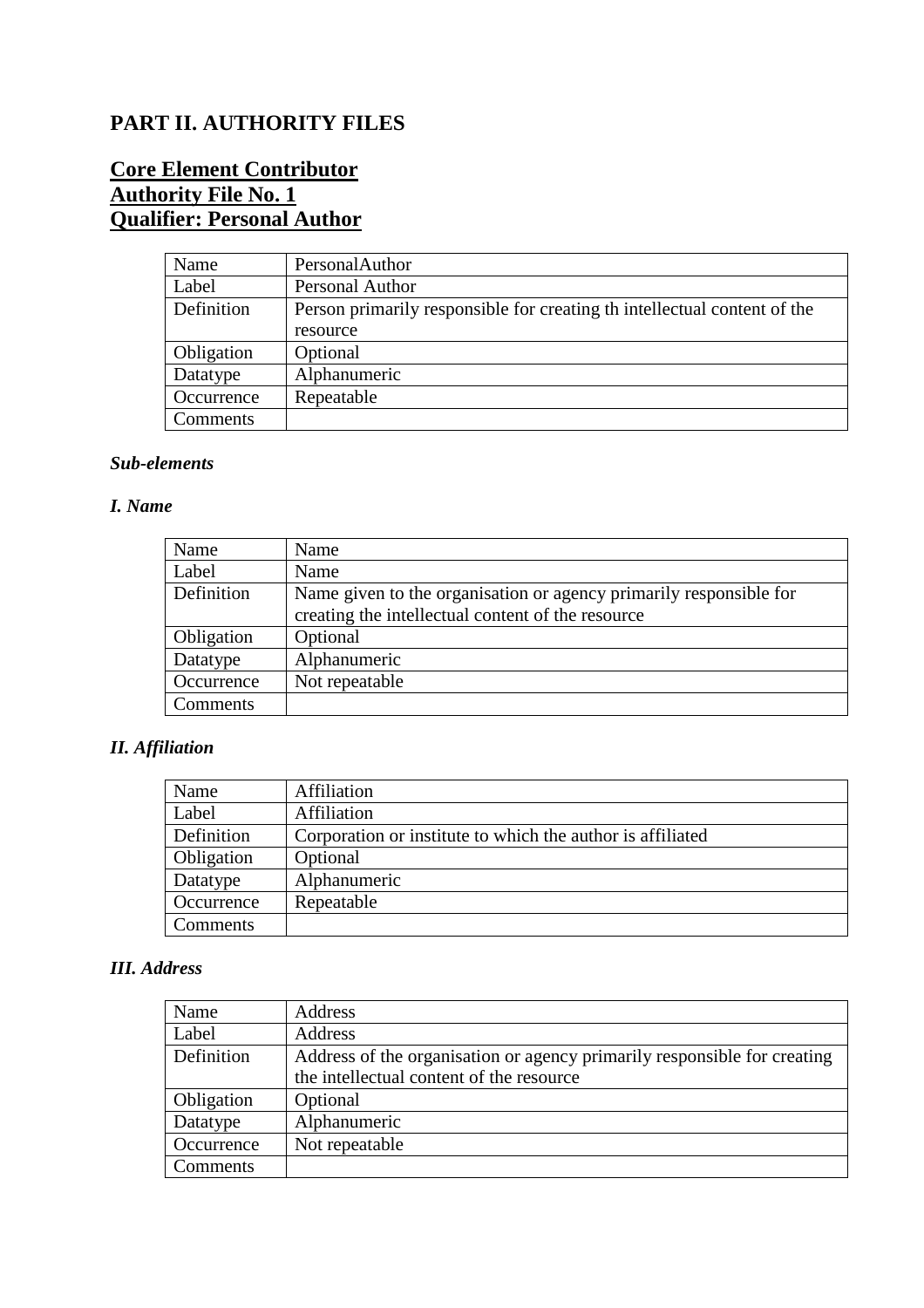# PART II. AUTHORITY FILES

## Core Element Contributor
## Authority File No. 1
## Qualifier: Personal Author

| Name | PersonalAuthor |
|---|---|
| Label | Personal Author |
| Definition | Person primarily responsible for creating th intellectual content of the resource |
| Obligation | Optional |
| Datatype | Alphanumeric |
| Occurrence | Repeatable |
| Comments | |

### *Sub-elements*

#### *I. Name*

| Name | Name |
|---|---|
| Label | Name |
| Definition | Name given to the organisation or agency primarily responsible for creating the intellectual content of the resource |
| Obligation | Optional |
| Datatype | Alphanumeric |
| Occurrence | Not repeatable |
| Comments | |

#### *II. Affiliation*

| Name | Affiliation |
|---|---|
| Label | Affiliation |
| Definition | Corporation or institute to which the author is affiliated |
| Obligation | Optional |
| Datatype | Alphanumeric |
| Occurrence | Repeatable |
| Comments | |

#### *III. Address*

| Name | Address |
|---|---|
| Label | Address |
| Definition | Address of the organisation or agency primarily responsible for creating the intellectual content of the resource |
| Obligation | Optional |
| Datatype | Alphanumeric |
| Occurrence | Not repeatable |
| Comments | |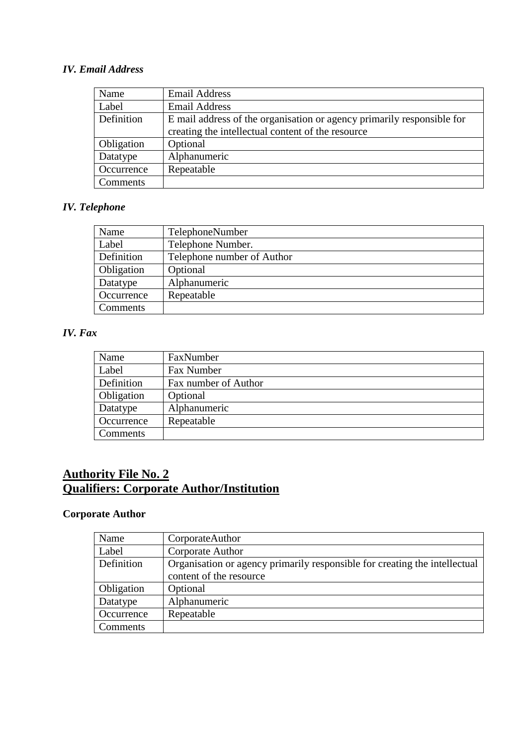### *IV. Email Address*

| Name | Email Address |
|---|---|
| Label | Email Address |
| Definition | E mail address of the organisation or agency primarily responsible for creating the intellectual content of the resource |
| Obligation | Optional |
| Datatype | Alphanumeric |
| Occurrence | Repeatable |
| Comments | |

### *IV. Telephone*

| Name | TelephoneNumber |
|---|---|
| Label | Telephone Number. |
| Definition | Telephone number of Author |
| Obligation | Optional |
| Datatype | Alphanumeric |
| Occurrence | Repeatable |
| Comments | |

### *IV. Fax*

| Name | FaxNumber |
|---|---|
| Label | Fax Number |
| Definition | Fax number of Author |
| Obligation | Optional |
| Datatype | Alphanumeric |
| Occurrence | Repeatable |
| Comments | |

## Authority File No. 2
## Qualifiers: Corporate Author/Institution

### Corporate Author

| Name | CorporateAuthor |
|---|---|
| Label | Corporate Author |
| Definition | Organisation or agency primarily responsible for creating the intellectual content of the resource |
| Obligation | Optional |
| Datatype | Alphanumeric |
| Occurrence | Repeatable |
| Comments | |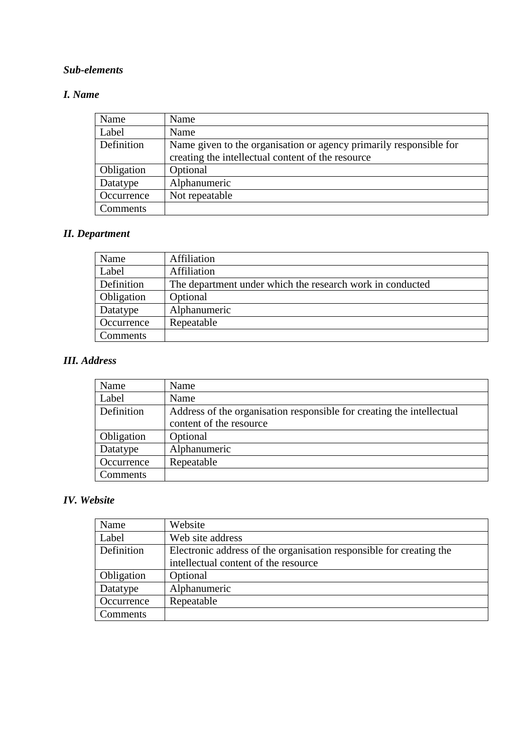***Sub-elements***

***I. Name***

| Name | Name |
|---|---|
| Label | Name |
| Definition | Name given to the organisation or agency primarily responsible for creating the intellectual content of the resource |
| Obligation | Optional |
| Datatype | Alphanumeric |
| Occurrence | Not repeatable |
| Comments | |

***II. Department***

| Name | Affiliation |
|---|---|
| Label | Affiliation |
| Definition | The department under which the research work in conducted |
| Obligation | Optional |
| Datatype | Alphanumeric |
| Occurrence | Repeatable |
| Comments | |

***III. Address***

| Name | Name |
|---|---|
| Label | Name |
| Definition | Address of the organisation responsible for creating the intellectual content of the resource |
| Obligation | Optional |
| Datatype | Alphanumeric |
| Occurrence | Repeatable |
| Comments | |

***IV. Website***

| Name | Website |
|---|---|
| Label | Web site address |
| Definition | Electronic address of the organisation responsible for creating the intellectual content of the resource |
| Obligation | Optional |
| Datatype | Alphanumeric |
| Occurrence | Repeatable |
| Comments | |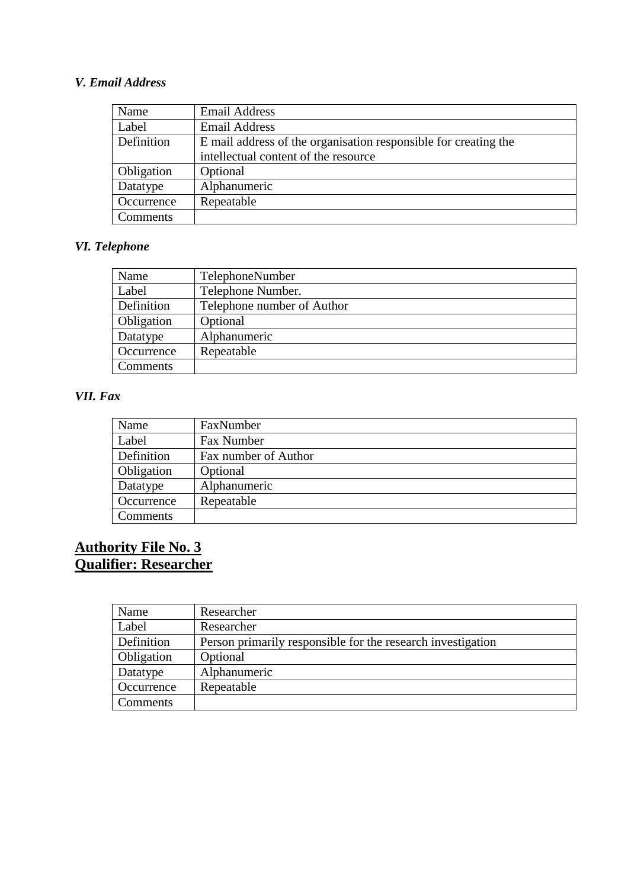### *V. Email Address*

| Name | Email Address |
|---|---|
| Label | Email Address |
| Definition | E mail address of the organisation responsible for creating the intellectual content of the resource |
| Obligation | Optional |
| Datatype | Alphanumeric |
| Occurrence | Repeatable |
| Comments | |

### *VI. Telephone*

| Name | TelephoneNumber |
|---|---|
| Label | Telephone Number. |
| Definition | Telephone number of Author |
| Obligation | Optional |
| Datatype | Alphanumeric |
| Occurrence | Repeatable |
| Comments | |

### *VII. Fax*

| Name | FaxNumber |
|---|---|
| Label | Fax Number |
| Definition | Fax number of Author |
| Obligation | Optional |
| Datatype | Alphanumeric |
| Occurrence | Repeatable |
| Comments | |

## **Authority File No. 3**
## **Qualifier: Researcher**

| Name | Researcher |
|---|---|
| Label | Researcher |
| Definition | Person primarily responsible for the research investigation |
| Obligation | Optional |
| Datatype | Alphanumeric |
| Occurrence | Repeatable |
| Comments | |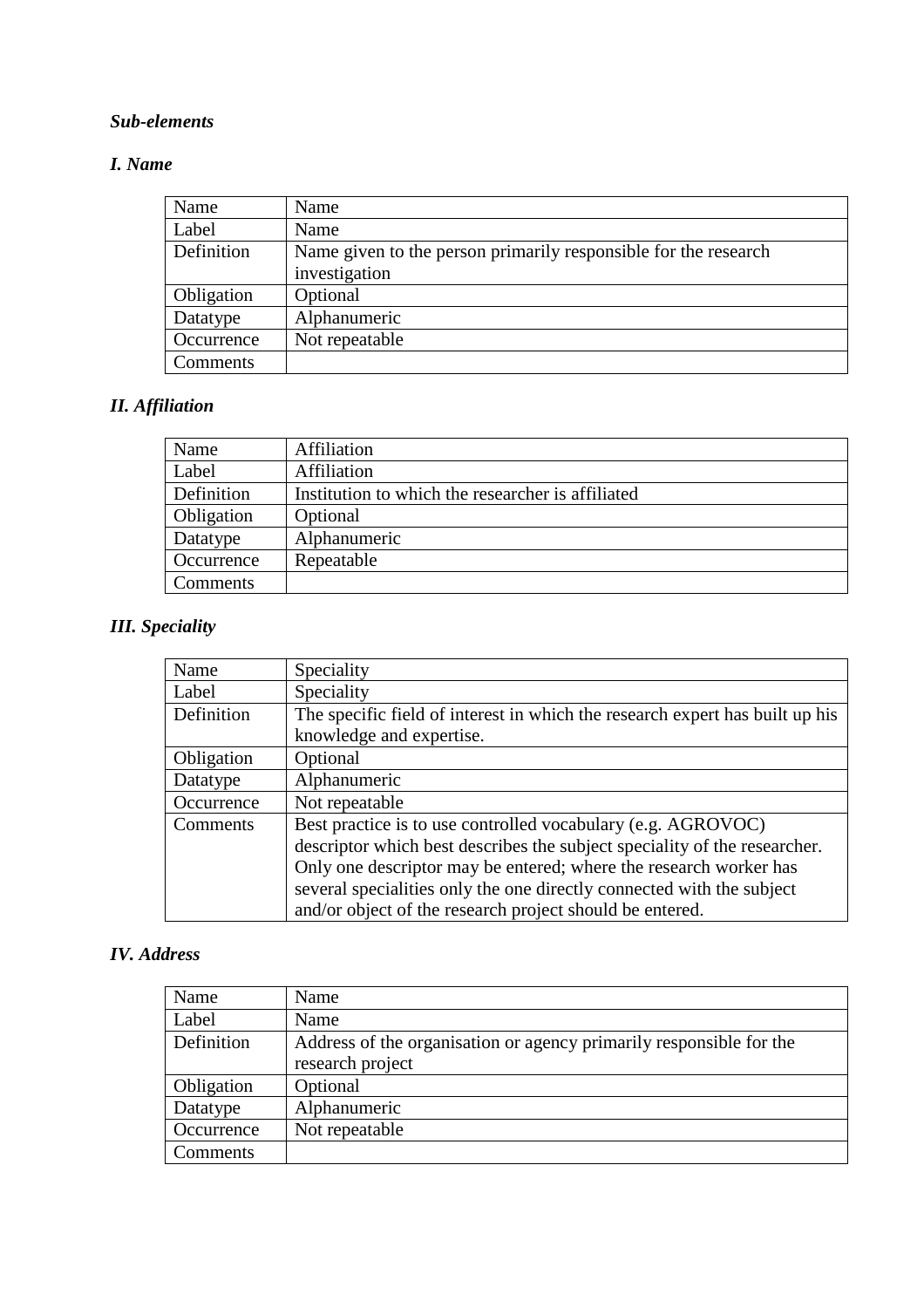***Sub-elements***

***I. Name***

| Name | Name |
|---|---|
| Label | Name |
| Definition | Name given to the person primarily responsible for the research investigation |
| Obligation | Optional |
| Datatype | Alphanumeric |
| Occurrence | Not repeatable |
| Comments | |

***II. Affiliation***

| Name | Affiliation |
|---|---|
| Label | Affiliation |
| Definition | Institution to which the researcher is affiliated |
| Obligation | Optional |
| Datatype | Alphanumeric |
| Occurrence | Repeatable |
| Comments | |

***III. Speciality***

| Name | Speciality |
|---|---|
| Label | Speciality |
| Definition | The specific field of interest in which the research expert has built up his knowledge and expertise. |
| Obligation | Optional |
| Datatype | Alphanumeric |
| Occurrence | Not repeatable |
| Comments | Best practice is to use controlled vocabulary (e.g. AGROVOC) descriptor which best describes the subject speciality of the researcher. Only one descriptor may be entered; where the research worker has several specialities only the one directly connected with the subject and/or object of the research project should be entered. |

***IV. Address***

| Name | Name |
|---|---|
| Label | Name |
| Definition | Address of the organisation or agency primarily responsible for the research project |
| Obligation | Optional |
| Datatype | Alphanumeric |
| Occurrence | Not repeatable |
| Comments | |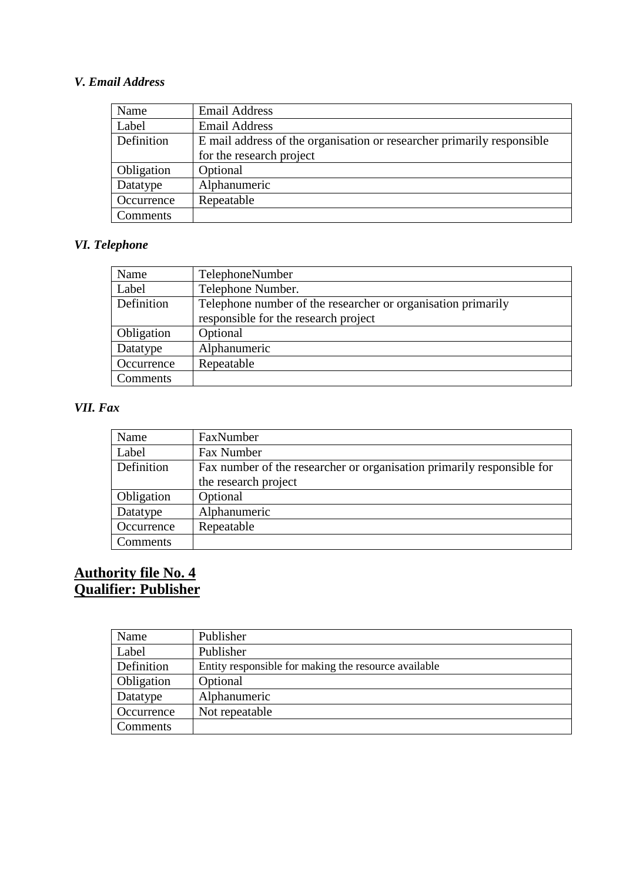### *V. Email Address*

| Name | Email Address |
|---|---|
| Label | Email Address |
| Definition | E mail address of the organisation or researcher primarily responsible for the research project |
| Obligation | Optional |
| Datatype | Alphanumeric |
| Occurrence | Repeatable |
| Comments | |

### *VI. Telephone*

| Name | TelephoneNumber |
|---|---|
| Label | Telephone Number. |
| Definition | Telephone number of the researcher or organisation primarily responsible for the research project |
| Obligation | Optional |
| Datatype | Alphanumeric |
| Occurrence | Repeatable |
| Comments | |

### *VII. Fax*

| Name | FaxNumber |
|---|---|
| Label | Fax Number |
| Definition | Fax number of the researcher or organisation primarily responsible for the research project |
| Obligation | Optional |
| Datatype | Alphanumeric |
| Occurrence | Repeatable |
| Comments | |

## Authority file No. 4
## Qualifier: Publisher

| Name | Publisher |
|---|---|
| Label | Publisher |
| Definition | Entity responsible for making the resource available |
| Obligation | Optional |
| Datatype | Alphanumeric |
| Occurrence | Not repeatable |
| Comments | |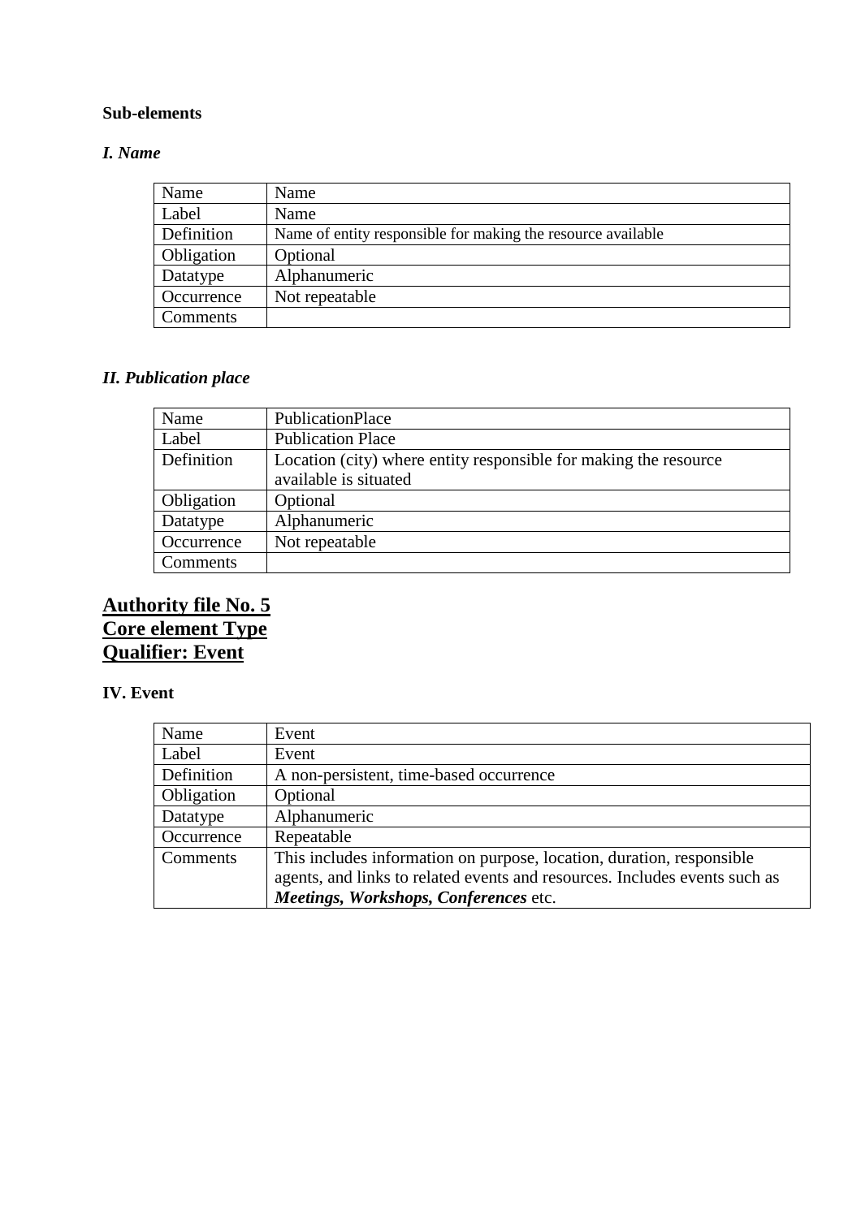**Sub-elements**

***I. Name***

| Name | Name |
|---|---|
| Label | Name |
| Definition | Name of entity responsible for making the resource available |
| Obligation | Optional |
| Datatype | Alphanumeric |
| Occurrence | Not repeatable |
| Comments | |

***II. Publication place***

| Name | PublicationPlace |
|---|---|
| Label | Publication Place |
| Definition | Location (city) where entity responsible for making the resource available is situated |
| Obligation | Optional |
| Datatype | Alphanumeric |
| Occurrence | Not repeatable |
| Comments | |

## <u>Authority file No. 5</u>
## <u>Core element Type</u>
## <u>Qualifier: Event</u>

**IV. Event**

| Name | Event |
|---|---|
| Label | Event |
| Definition | A non-persistent, time-based occurrence |
| Obligation | Optional |
| Datatype | Alphanumeric |
| Occurrence | Repeatable |
| Comments | This includes information on purpose, location, duration, responsible agents, and links to related events and resources. Includes events such as ***Meetings, Workshops, Conferences*** etc. |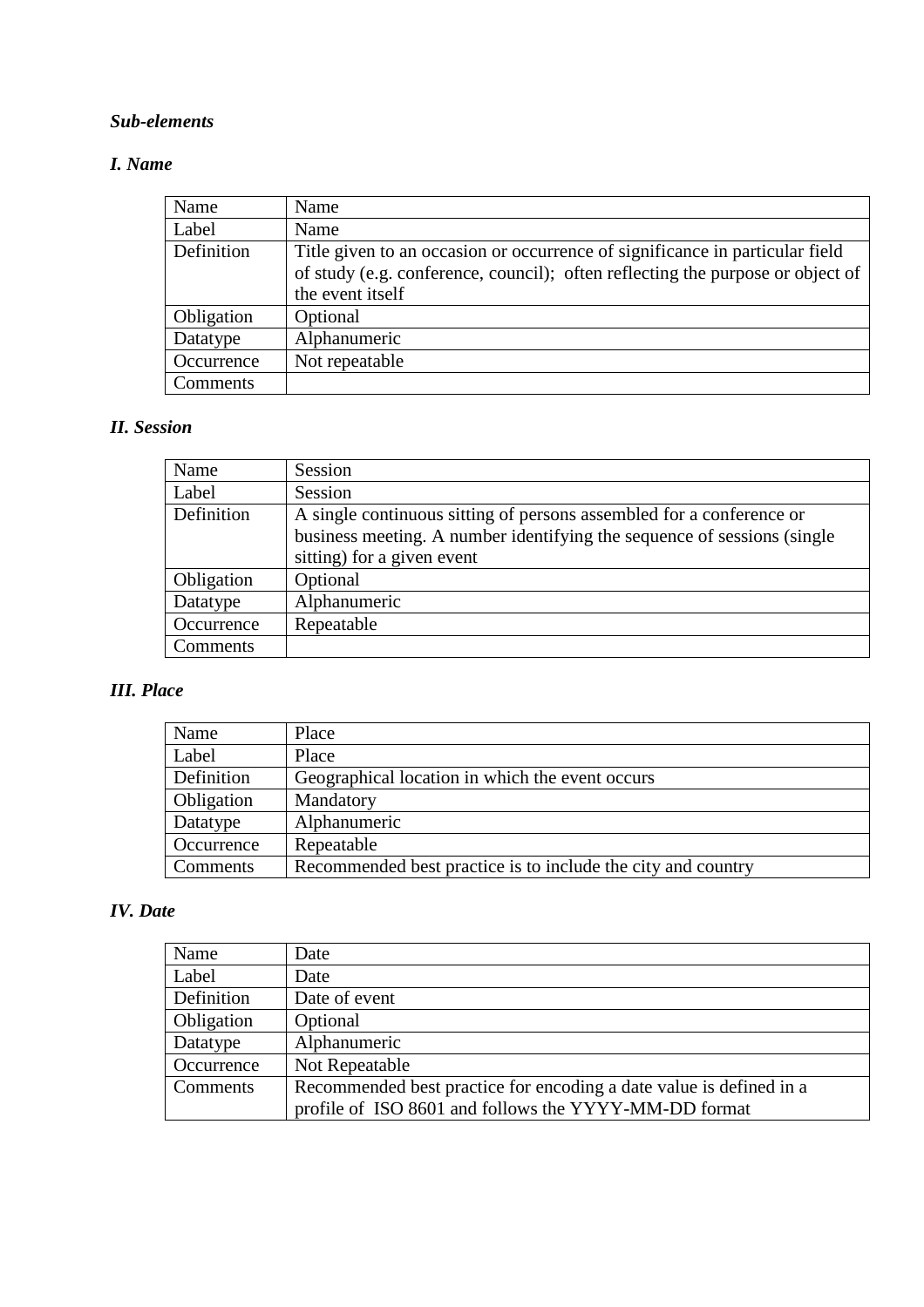***Sub-elements***

***I. Name***

| Name | Name |
|---|---|
| Label | Name |
| Definition | Title given to an occasion or occurrence of significance in particular field of study (e.g. conference, council); often reflecting the purpose or object of the event itself |
| Obligation | Optional |
| Datatype | Alphanumeric |
| Occurrence | Not repeatable |
| Comments | |

***II. Session***

| Name | Session |
|---|---|
| Label | Session |
| Definition | A single continuous sitting of persons assembled for a conference or business meeting. A number identifying the sequence of sessions (single sitting) for a given event |
| Obligation | Optional |
| Datatype | Alphanumeric |
| Occurrence | Repeatable |
| Comments | |

***III. Place***

| Name | Place |
|---|---|
| Label | Place |
| Definition | Geographical location in which the event occurs |
| Obligation | Mandatory |
| Datatype | Alphanumeric |
| Occurrence | Repeatable |
| Comments | Recommended best practice is to include the city and country |

***IV. Date***

| Name | Date |
|---|---|
| Label | Date |
| Definition | Date of event |
| Obligation | Optional |
| Datatype | Alphanumeric |
| Occurrence | Not Repeatable |
| Comments | Recommended best practice for encoding a date value is defined in a profile of ISO 8601 and follows the YYYY-MM-DD format |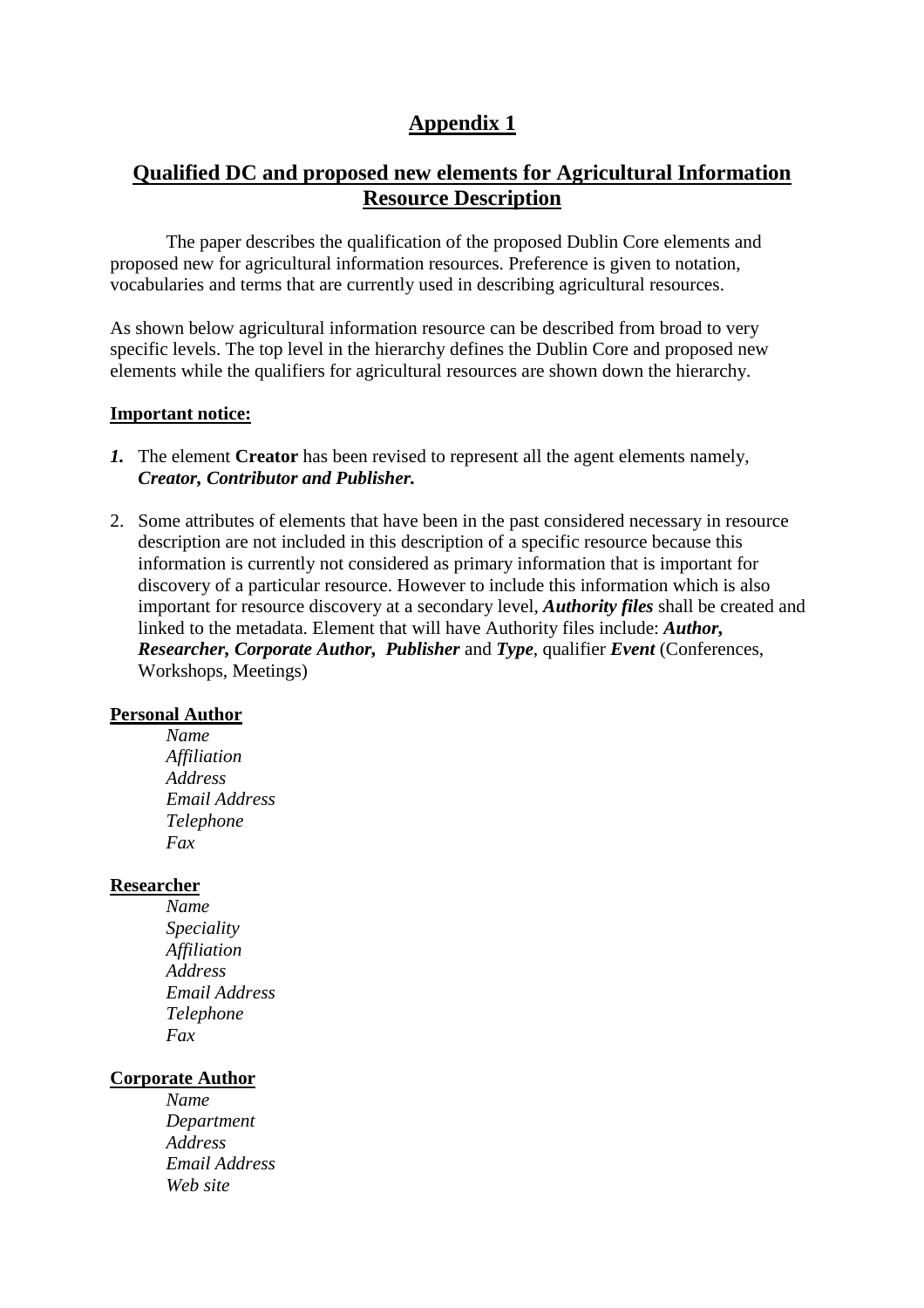# Appendix 1

## Qualified DC and proposed new elements for Agricultural Information Resource Description

The paper describes the qualification of the proposed Dublin Core elements and proposed new for agricultural information resources. Preference is given to notation, vocabularies and terms that are currently used in describing agricultural resources.

As shown below agricultural information resource can be described from broad to very specific levels. The top level in the hierarchy defines the Dublin Core and proposed new elements while the qualifiers for agricultural resources are shown down the hierarchy.

**Important notice:**

1. The element **Creator** has been revised to represent all the agent elements namely, ***Creator, Contributor and Publisher.***

2. Some attributes of elements that have been in the past considered necessary in resource description are not included in this description of a specific resource because this information is currently not considered as primary information that is important for discovery of a particular resource. However to include this information which is also important for resource discovery at a secondary level, ***Authority files*** shall be created and linked to the metadata. Element that will have Authority files include: ***Author, Researcher, Corporate Author, Publisher*** and ***Type***, qualifier ***Event*** (Conferences, Workshops, Meetings)

**Personal Author**

- *Name*
- *Affiliation*
- *Address*
- *Email Address*
- *Telephone*
- *Fax*

**Researcher**

- *Name*
- *Speciality*
- *Affiliation*
- *Address*
- *Email Address*
- *Telephone*
- *Fax*

**Corporate Author**

- *Name*
- *Department*
- *Address*
- *Email Address*
- *Web site*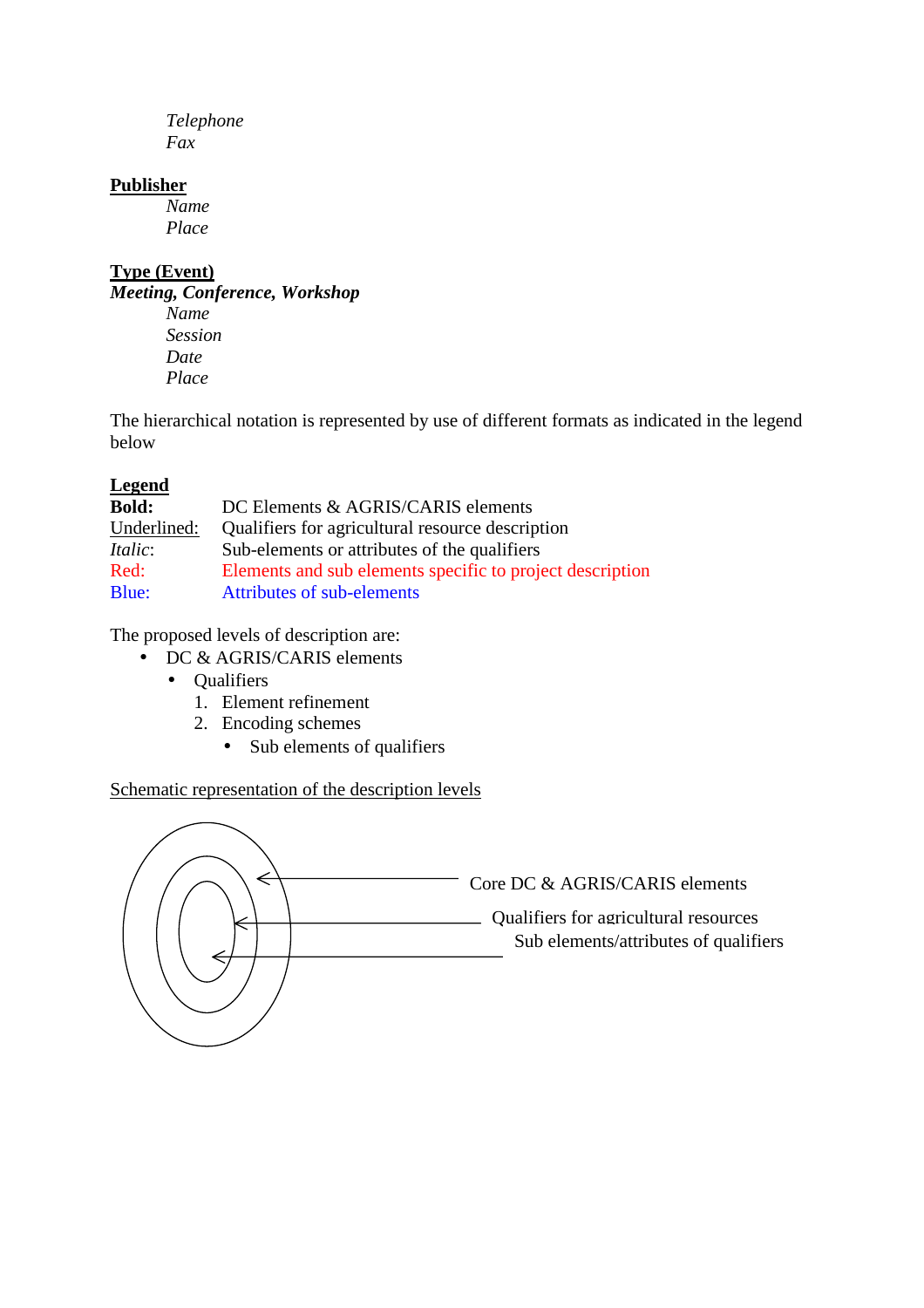*Telephone*
*Fax*

**<u>Publisher</u>**
*Name*
*Place*

**<u>Type (Event)</u>**
***Meeting, Conference, Workshop***
*Name*
*Session*
*Date*
*Place*

The hierarchical notation is represented by use of different formats as indicated in the legend below

**<u>Legend</u>**

| | |
|---|---|
| **Bold:** | DC Elements & AGRIS/CARIS elements |
| <u>Underlined:</u> | Qualifiers for agricultural resource description |
| *Italic*: | Sub-elements or attributes of the qualifiers |
| Red: | Elements and sub elements specific to project description |
| Blue: | Attributes of sub-elements |

The proposed levels of description are:

- DC & AGRIS/CARIS elements
  - Qualifiers
    1. Element refinement
    2. Encoding schemes
       - Sub elements of qualifiers

<u>Schematic representation of the description levels</u>

Core DC & AGRIS/CARIS elements

Qualifiers for agricultural resources

Sub elements/attributes of qualifiers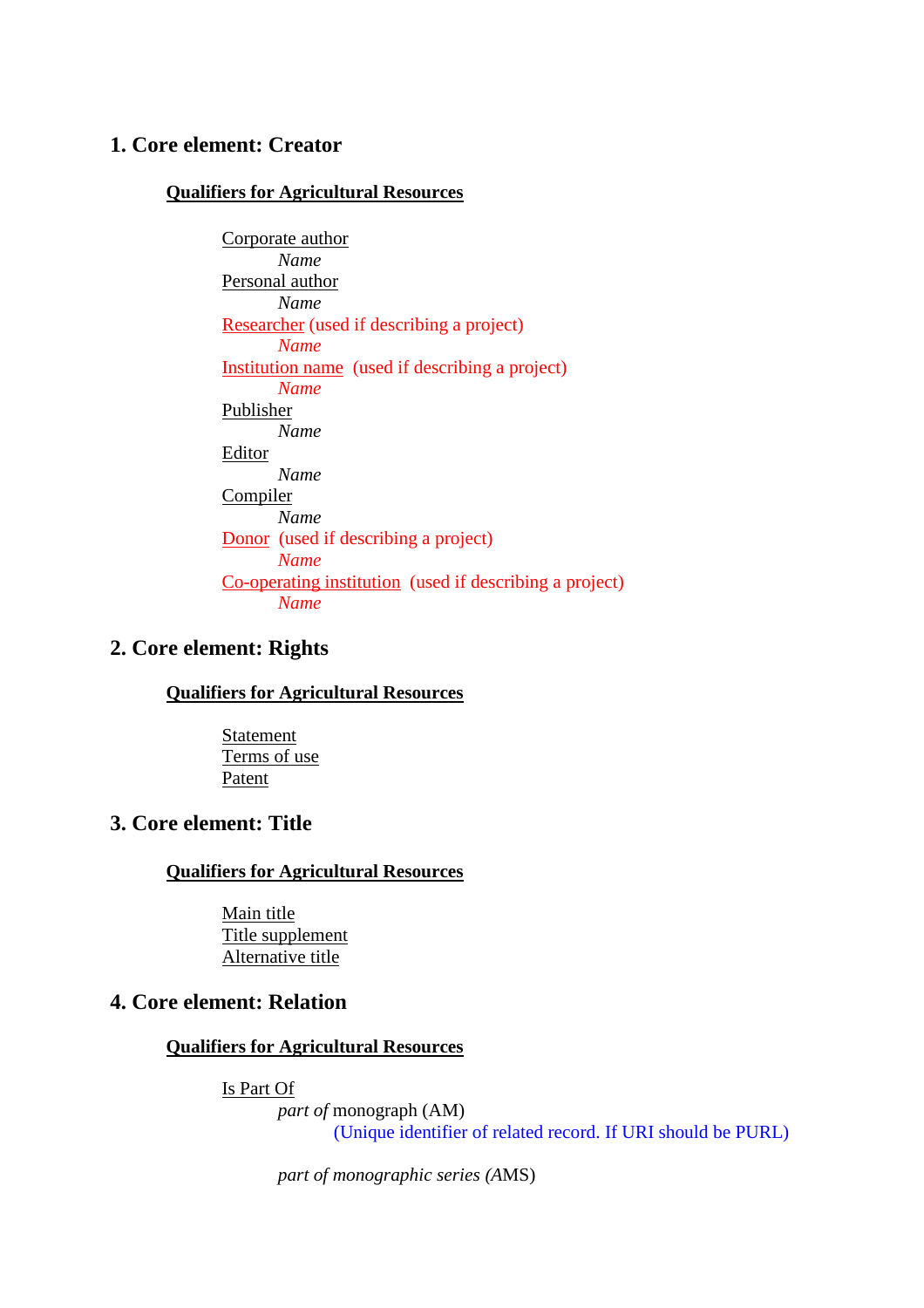## 1. Core element: Creator

**Qualifiers for Agricultural Resources**

- Corporate author
    - *Name*
- Personal author
    - *Name*
- Researcher (used if describing a project)
    - *Name*
- Institution name (used if describing a project)
    - *Name*
- Publisher
    - *Name*
- Editor
    - *Name*
- Compiler
    - *Name*
- Donor (used if describing a project)
    - *Name*
- Co-operating institution (used if describing a project)
    - *Name*

## 2. Core element: Rights

**Qualifiers for Agricultural Resources**

- Statement
- Terms of use
- Patent

## 3. Core element: Title

**Qualifiers for Agricultural Resources**

- Main title
- Title supplement
- Alternative title

## 4. Core element: Relation

**Qualifiers for Agricultural Resources**

- Is Part Of
    - *part of* monograph (AM)
        - (Unique identifier of related record. If URI should be PURL)
    - *part of monographic series* (AMS)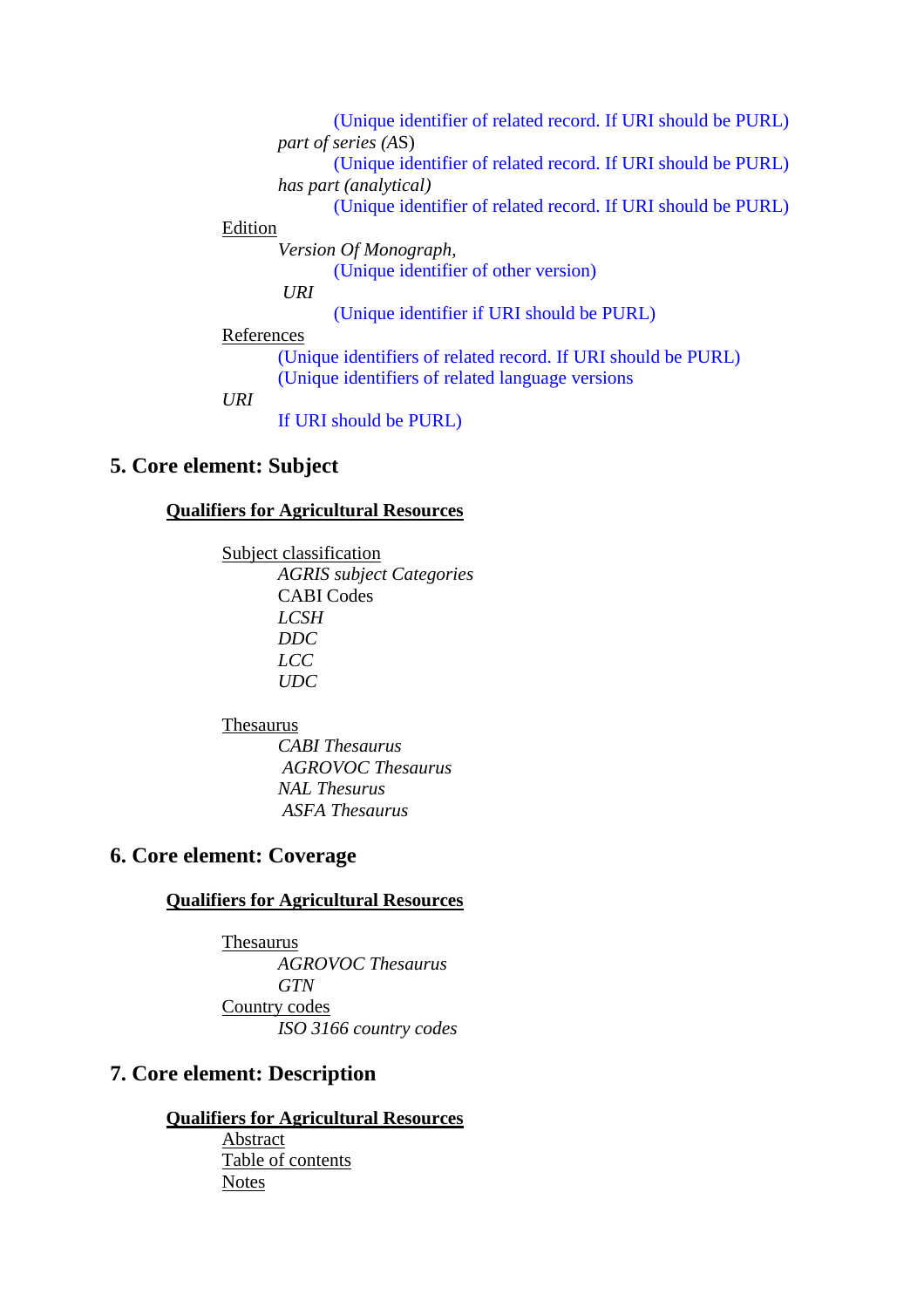(Unique identifier of related record. If URI should be PURL)

*part of series (AS)*

(Unique identifier of related record. If URI should be PURL)

*has part (analytical)*

(Unique identifier of related record. If URI should be PURL)

Edition

*Version Of Monograph,*

(Unique identifier of other version)

*URI*

(Unique identifier if URI should be PURL)

References

(Unique identifiers of related record. If URI should be PURL)

(Unique identifiers of related language versions

*URI*

If URI should be PURL)

## 5. Core element: Subject

**Qualifiers for Agricultural Resources**

Subject classification

*AGRIS subject Categories*

CABI Codes

*LCSH*

*DDC*

*LCC*

*UDC*

Thesaurus

*CABI Thesaurus*

*AGROVOC Thesaurus*

*NAL Thesurus*

*ASFA Thesaurus*

## 6. Core element: Coverage

**Qualifiers for Agricultural Resources**

Thesaurus

*AGROVOC Thesaurus*

*GTN*

Country codes

*ISO 3166 country codes*

## 7. Core element: Description

**Qualifiers for Agricultural Resources**

Abstract

Table of contents

Notes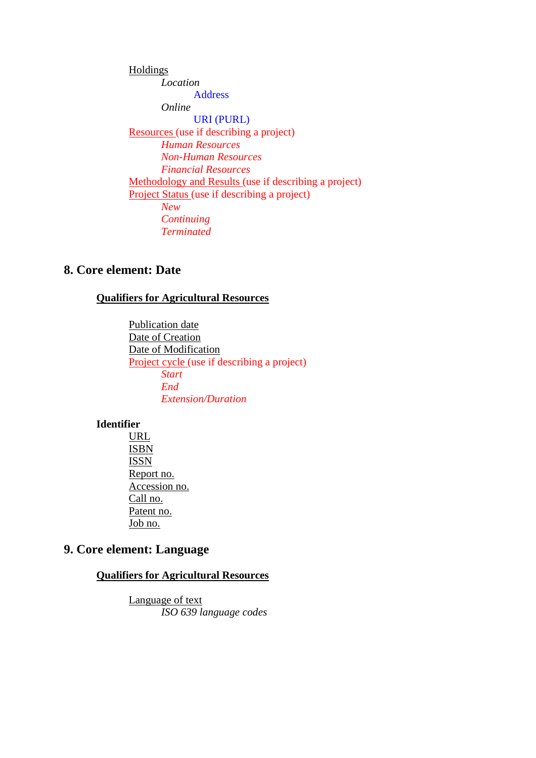Holdings

*Location*

Address

*Online*

URI (PURL)

Resources (use if describing a project)

*Human Resources*

*Non-Human Resources*

*Financial Resources*

Methodology and Results (use if describing a project)

Project Status (use if describing a project)

*New*

*Continuing*

*Terminated*

## 8. Core element: Date

**Qualifiers for Agricultural Resources**

Publication date

Date of Creation

Date of Modification

Project cycle (use if describing a project)

*Start*

*End*

*Extension/Duration*

**Identifier**

URL

ISBN

ISSN

Report no.

Accession no.

Call no.

Patent no.

Job no.

## 9. Core element: Language

**Qualifiers for Agricultural Resources**

Language of text

*ISO 639 language codes*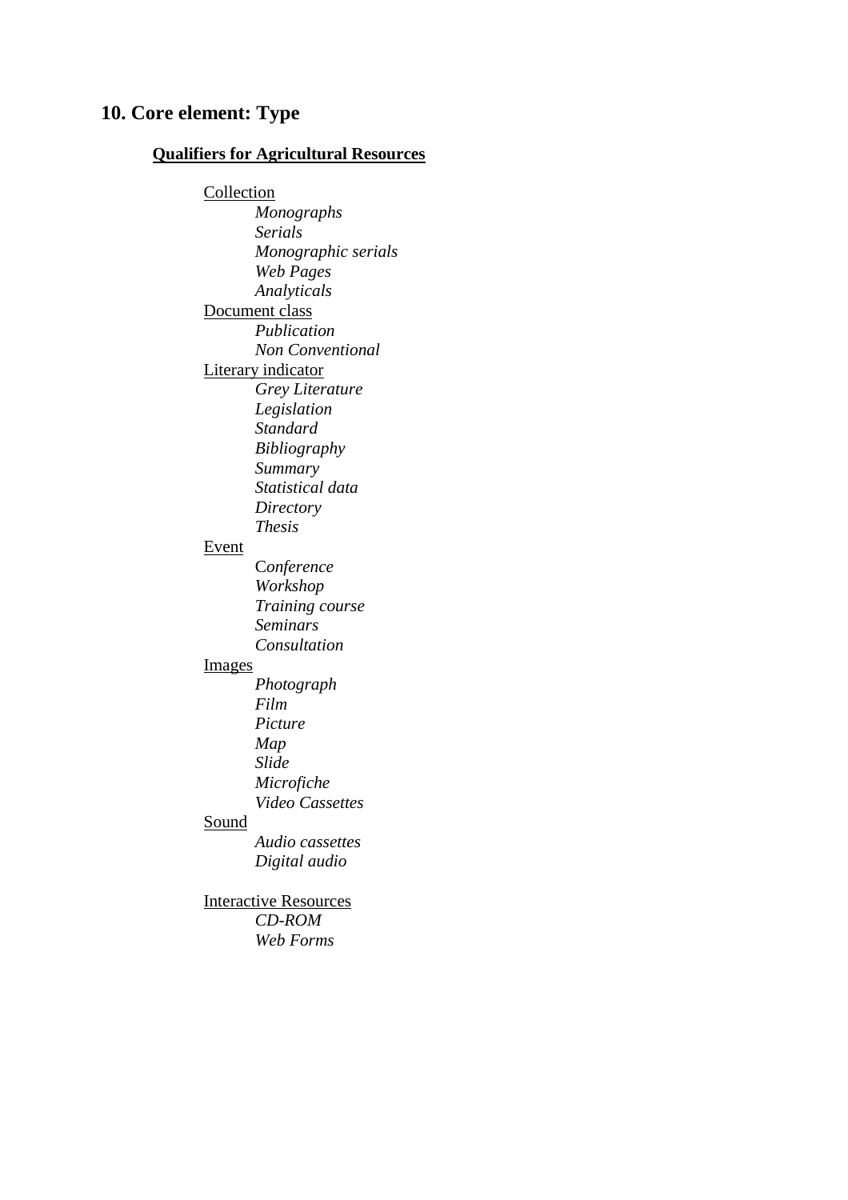## 10. Core element: Type

**Qualifiers for Agricultural Resources**

- Collection
  - *Monographs*
  - *Serials*
  - *Monographic serials*
  - *Web Pages*
  - *Analyticals*
- Document class
  - *Publication*
  - *Non Conventional*
- Literary indicator
  - *Grey Literature*
  - *Legislation*
  - *Standard*
  - *Bibliography*
  - *Summary*
  - *Statistical data*
  - *Directory*
  - *Thesis*
- Event
  - C*onference*
  - *Workshop*
  - *Training course*
  - *Seminars*
  - *Consultation*
- Images
  - *Photograph*
  - *Film*
  - *Picture*
  - *Map*
  - *Slide*
  - *Microfiche*
  - *Video Cassettes*
- Sound
  - *Audio cassettes*
  - *Digital audio*
- Interactive Resources
  - *CD-ROM*
  - *Web Forms*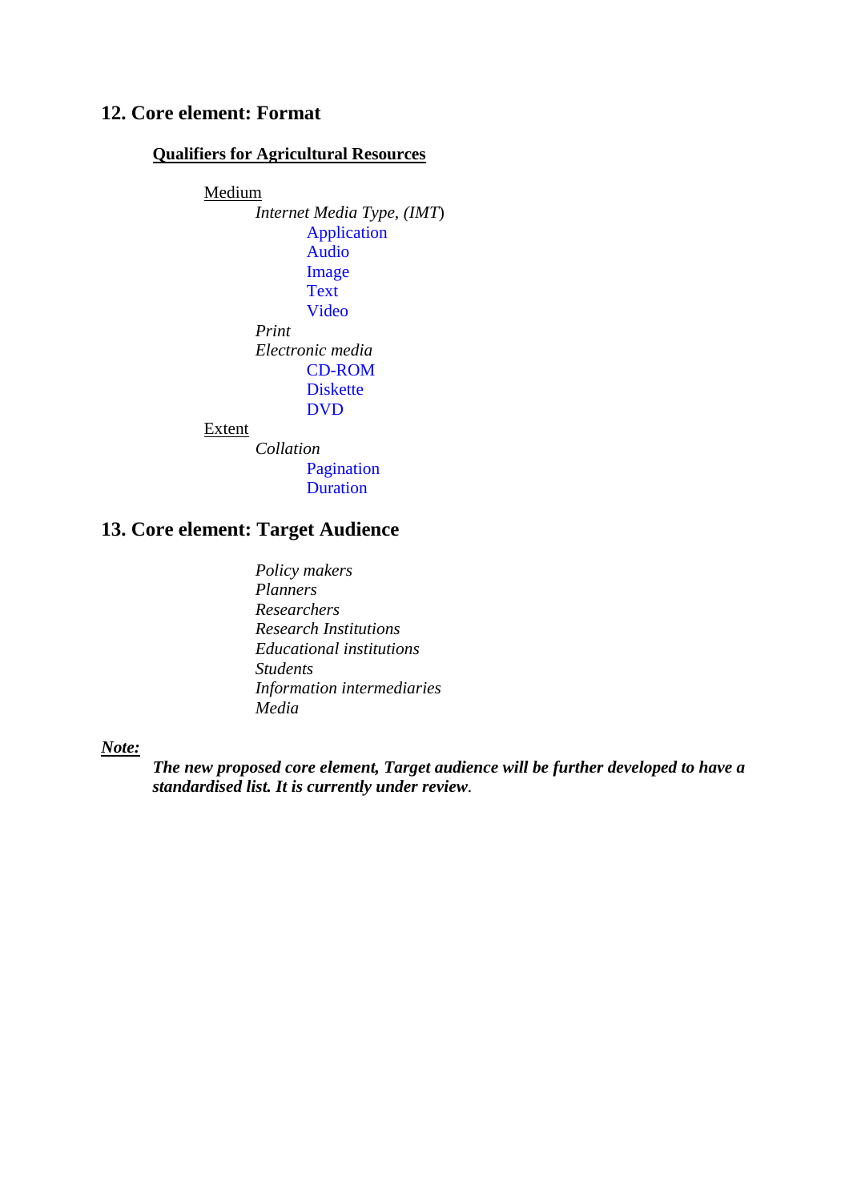## 12. Core element: Format

**Qualifiers for Agricultural Resources**

- Medium
  - *Internet Media Type, (IMT)*
    - Application
    - Audio
    - Image
    - Text
    - Video
  - *Print*
  - *Electronic media*
    - CD-ROM
    - Diskette
    - DVD
- Extent
  - *Collation*
    - Pagination
    - Duration

## 13. Core element: Target Audience

*Policy makers*
*Planners*
*Researchers*
*Research Institutions*
*Educational institutions*
*Students*
*Information intermediaries*
*Media*

***Note:***

***The new proposed core element, Target audience will be further developed to have a standardised list. It is currently under review.***